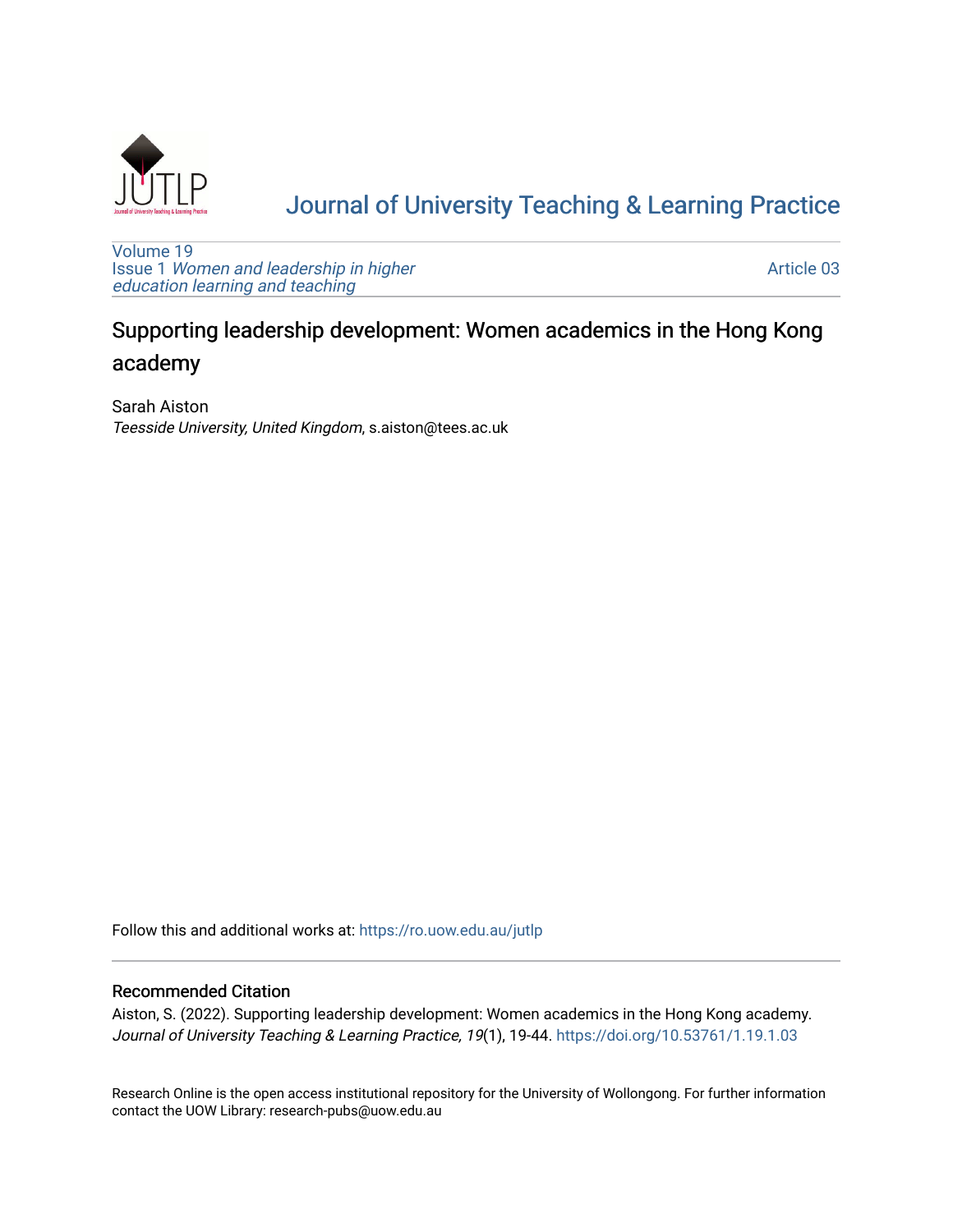# Journal of University Teaching & Learning Practice

Volume 19
Issue 1 *Women and leadership in higher education learning and teaching*

Article 03

## Supporting leadership development: Women academics in the Hong Kong academy

Sarah Aiston
*Teesside University, United Kingdom*, s.aiston@tees.ac.uk

Follow this and additional works at: https://ro.uow.edu.au/jutlp

### Recommended Citation

Aiston, S. (2022). Supporting leadership development: Women academics in the Hong Kong academy. *Journal of University Teaching & Learning Practice, 19*(1), 19-44. https://doi.org/10.53761/1.19.1.03

Research Online is the open access institutional repository for the University of Wollongong. For further information contact the UOW Library: research-pubs@uow.edu.au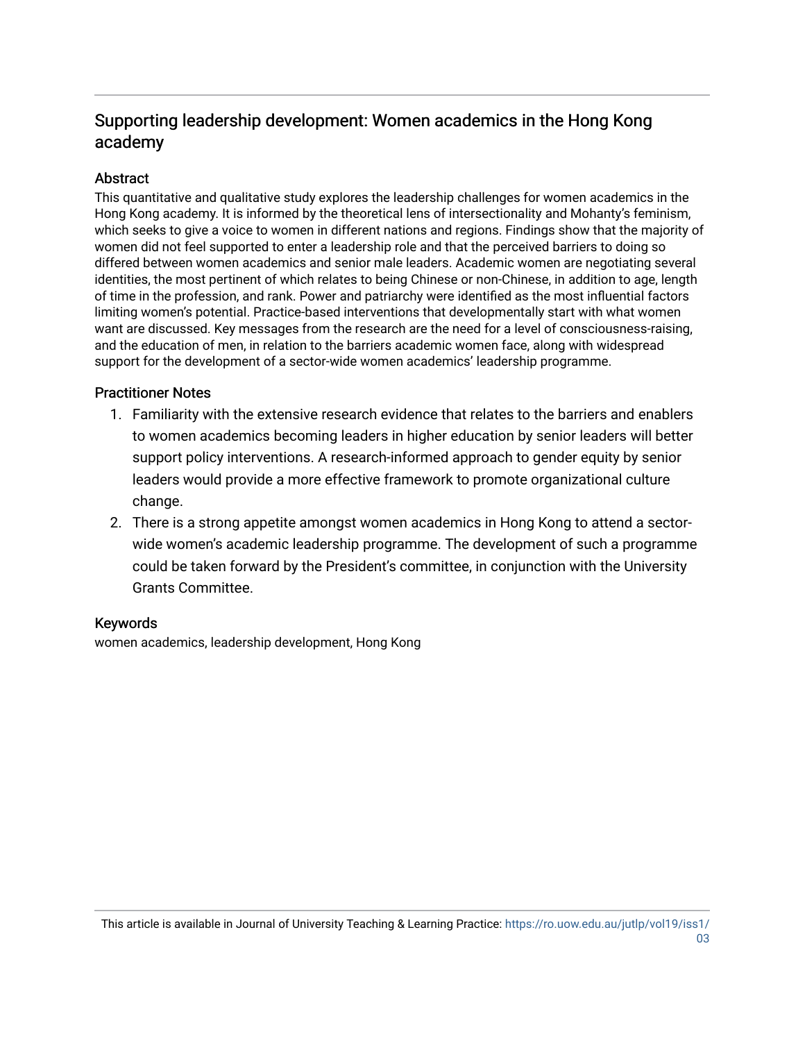# Supporting leadership development: Women academics in the Hong Kong academy

## Abstract

This quantitative and qualitative study explores the leadership challenges for women academics in the Hong Kong academy. It is informed by the theoretical lens of intersectionality and Mohanty's feminism, which seeks to give a voice to women in different nations and regions. Findings show that the majority of women did not feel supported to enter a leadership role and that the perceived barriers to doing so differed between women academics and senior male leaders. Academic women are negotiating several identities, the most pertinent of which relates to being Chinese or non-Chinese, in addition to age, length of time in the profession, and rank. Power and patriarchy were identified as the most influential factors limiting women's potential. Practice-based interventions that developmentally start with what women want are discussed. Key messages from the research are the need for a level of consciousness-raising, and the education of men, in relation to the barriers academic women face, along with widespread support for the development of a sector-wide women academics' leadership programme.

## Practitioner Notes

1. Familiarity with the extensive research evidence that relates to the barriers and enablers to women academics becoming leaders in higher education by senior leaders will better support policy interventions. A research-informed approach to gender equity by senior leaders would provide a more effective framework to promote organizational culture change.
2. There is a strong appetite amongst women academics in Hong Kong to attend a sector-wide women's academic leadership programme. The development of such a programme could be taken forward by the President's committee, in conjunction with the University Grants Committee.

## Keywords

women academics, leadership development, Hong Kong

This article is available in Journal of University Teaching & Learning Practice: https://ro.uow.edu.au/jutlp/vol19/iss1/03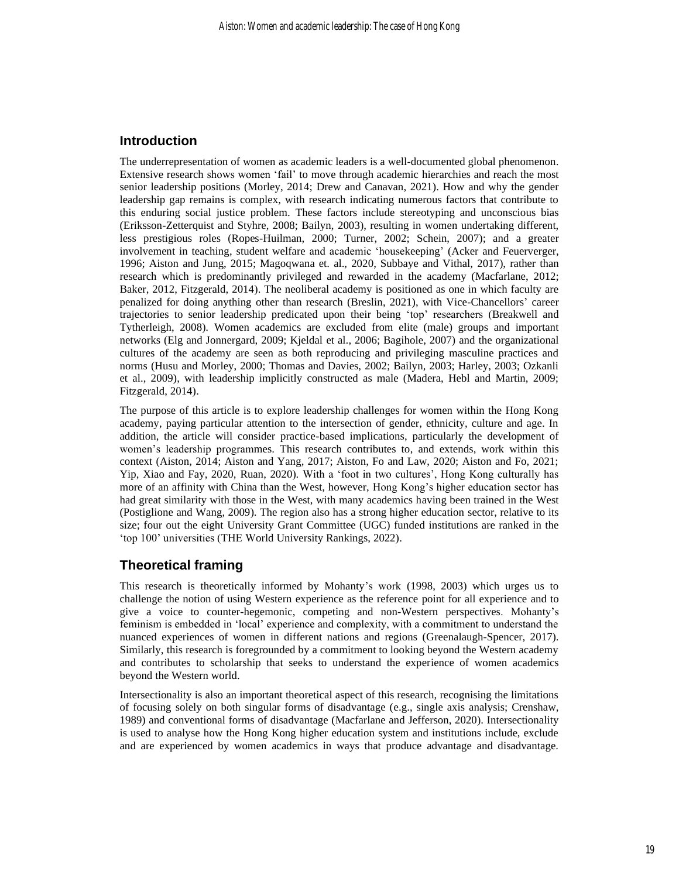## Introduction

The underrepresentation of women as academic leaders is a well-documented global phenomenon. Extensive research shows women 'fail' to move through academic hierarchies and reach the most senior leadership positions (Morley, 2014; Drew and Canavan, 2021). How and why the gender leadership gap remains is complex, with research indicating numerous factors that contribute to this enduring social justice problem. These factors include stereotyping and unconscious bias (Eriksson-Zetterquist and Styhre, 2008; Bailyn, 2003), resulting in women undertaking different, less prestigious roles (Ropes-Huilman, 2000; Turner, 2002; Schein, 2007); and a greater involvement in teaching, student welfare and academic 'housekeeping' (Acker and Feuerverger, 1996; Aiston and Jung, 2015; Magoqwana et. al., 2020, Subbaye and Vithal, 2017), rather than research which is predominantly privileged and rewarded in the academy (Macfarlane, 2012; Baker, 2012, Fitzgerald, 2014). The neoliberal academy is positioned as one in which faculty are penalized for doing anything other than research (Breslin, 2021), with Vice-Chancellors' career trajectories to senior leadership predicated upon their being 'top' researchers (Breakwell and Tytherleigh, 2008). Women academics are excluded from elite (male) groups and important networks (Elg and Jonnergard, 2009; Kjeldal et al., 2006; Bagihole, 2007) and the organizational cultures of the academy are seen as both reproducing and privileging masculine practices and norms (Husu and Morley, 2000; Thomas and Davies, 2002; Bailyn, 2003; Harley, 2003; Ozkanli et al., 2009), with leadership implicitly constructed as male (Madera, Hebl and Martin, 2009; Fitzgerald, 2014).

The purpose of this article is to explore leadership challenges for women within the Hong Kong academy, paying particular attention to the intersection of gender, ethnicity, culture and age. In addition, the article will consider practice-based implications, particularly the development of women's leadership programmes. This research contributes to, and extends, work within this context (Aiston, 2014; Aiston and Yang, 2017; Aiston, Fo and Law, 2020; Aiston and Fo, 2021; Yip, Xiao and Fay, 2020, Ruan, 2020). With a 'foot in two cultures', Hong Kong culturally has more of an affinity with China than the West, however, Hong Kong's higher education sector has had great similarity with those in the West, with many academics having been trained in the West (Postiglione and Wang, 2009). The region also has a strong higher education sector, relative to its size; four out the eight University Grant Committee (UGC) funded institutions are ranked in the 'top 100' universities (THE World University Rankings, 2022).

## Theoretical framing

This research is theoretically informed by Mohanty's work (1998, 2003) which urges us to challenge the notion of using Western experience as the reference point for all experience and to give a voice to counter-hegemonic, competing and non-Western perspectives. Mohanty's feminism is embedded in 'local' experience and complexity, with a commitment to understand the nuanced experiences of women in different nations and regions (Greenalaugh-Spencer, 2017). Similarly, this research is foregrounded by a commitment to looking beyond the Western academy and contributes to scholarship that seeks to understand the experience of women academics beyond the Western world.

Intersectionality is also an important theoretical aspect of this research, recognising the limitations of focusing solely on both singular forms of disadvantage (e.g., single axis analysis; Crenshaw, 1989) and conventional forms of disadvantage (Macfarlane and Jefferson, 2020). Intersectionality is used to analyse how the Hong Kong higher education system and institutions include, exclude and are experienced by women academics in ways that produce advantage and disadvantage.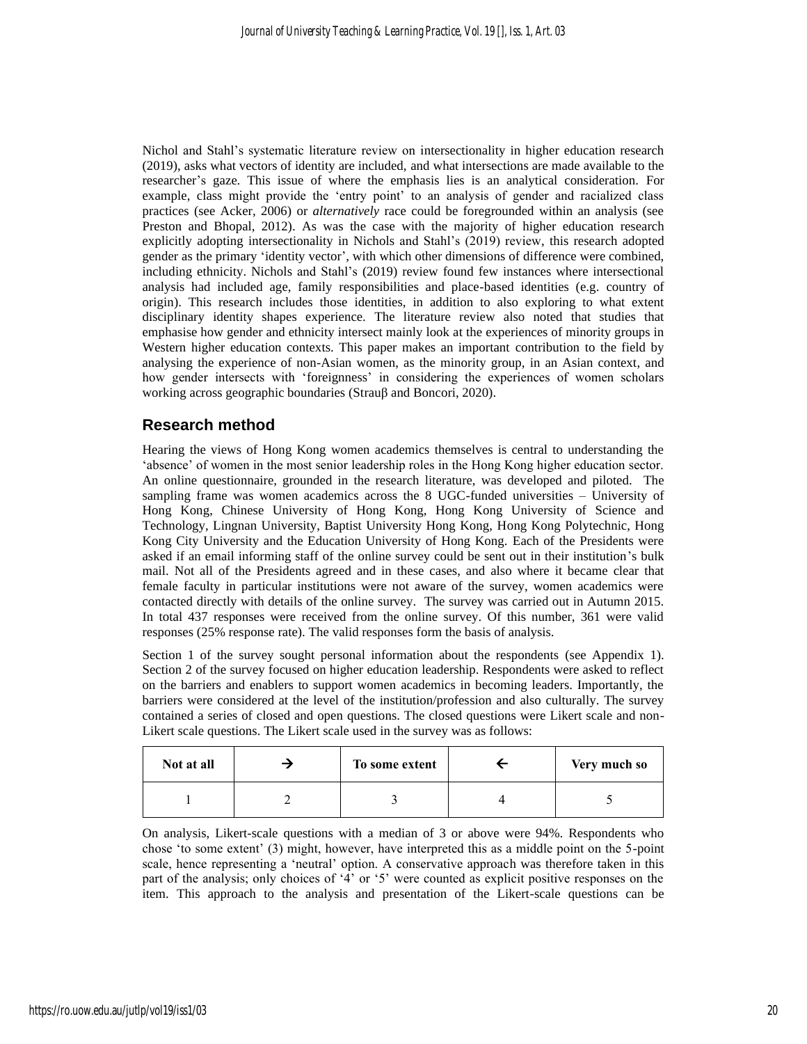Nichol and Stahl's systematic literature review on intersectionality in higher education research (2019), asks what vectors of identity are included, and what intersections are made available to the researcher's gaze. This issue of where the emphasis lies is an analytical consideration. For example, class might provide the 'entry point' to an analysis of gender and racialized class practices (see Acker, 2006) or *alternatively* race could be foregrounded within an analysis (see Preston and Bhopal, 2012). As was the case with the majority of higher education research explicitly adopting intersectionality in Nichols and Stahl's (2019) review, this research adopted gender as the primary 'identity vector', with which other dimensions of difference were combined, including ethnicity. Nichols and Stahl's (2019) review found few instances where intersectional analysis had included age, family responsibilities and place-based identities (e.g. country of origin). This research includes those identities, in addition to also exploring to what extent disciplinary identity shapes experience. The literature review also noted that studies that emphasise how gender and ethnicity intersect mainly look at the experiences of minority groups in Western higher education contexts. This paper makes an important contribution to the field by analysing the experience of non-Asian women, as the minority group, in an Asian context, and how gender intersects with 'foreignness' in considering the experiences of women scholars working across geographic boundaries (Strauβ and Boncori, 2020).

## Research method

Hearing the views of Hong Kong women academics themselves is central to understanding the 'absence' of women in the most senior leadership roles in the Hong Kong higher education sector. An online questionnaire, grounded in the research literature, was developed and piloted. The sampling frame was women academics across the 8 UGC-funded universities – University of Hong Kong, Chinese University of Hong Kong, Hong Kong University of Science and Technology, Lingnan University, Baptist University Hong Kong, Hong Kong Polytechnic, Hong Kong City University and the Education University of Hong Kong. Each of the Presidents were asked if an email informing staff of the online survey could be sent out in their institution's bulk mail. Not all of the Presidents agreed and in these cases, and also where it became clear that female faculty in particular institutions were not aware of the survey, women academics were contacted directly with details of the online survey. The survey was carried out in Autumn 2015. In total 437 responses were received from the online survey. Of this number, 361 were valid responses (25% response rate). The valid responses form the basis of analysis.

Section 1 of the survey sought personal information about the respondents (see Appendix 1). Section 2 of the survey focused on higher education leadership. Respondents were asked to reflect on the barriers and enablers to support women academics in becoming leaders. Importantly, the barriers were considered at the level of the institution/profession and also culturally. The survey contained a series of closed and open questions. The closed questions were Likert scale and non-Likert scale questions. The Likert scale used in the survey was as follows:

| Not at all | → | To some extent | ← | Very much so |
|---|---|---|---|---|
| 1 | 2 | 3 | 4 | 5 |

On analysis, Likert-scale questions with a median of 3 or above were 94%. Respondents who chose 'to some extent' (3) might, however, have interpreted this as a middle point on the 5-point scale, hence representing a 'neutral' option. A conservative approach was therefore taken in this part of the analysis; only choices of '4' or '5' were counted as explicit positive responses on the item. This approach to the analysis and presentation of the Likert-scale questions can be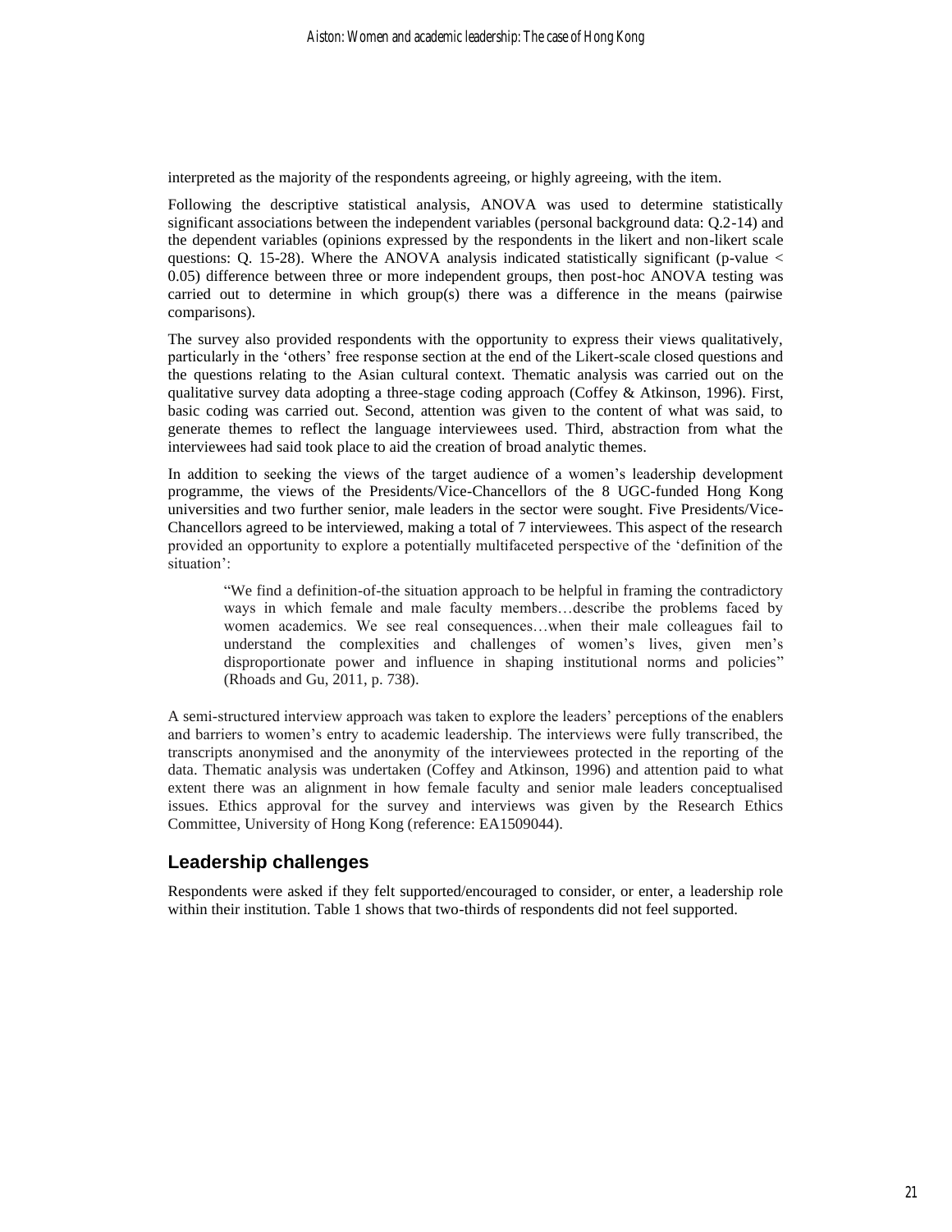interpreted as the majority of the respondents agreeing, or highly agreeing, with the item.

Following the descriptive statistical analysis, ANOVA was used to determine statistically significant associations between the independent variables (personal background data: Q.2-14) and the dependent variables (opinions expressed by the respondents in the likert and non-likert scale questions: Q. 15-28). Where the ANOVA analysis indicated statistically significant (p-value $< 0.05$) difference between three or more independent groups, then post-hoc ANOVA testing was carried out to determine in which group(s) there was a difference in the means (pairwise comparisons).

The survey also provided respondents with the opportunity to express their views qualitatively, particularly in the 'others' free response section at the end of the Likert-scale closed questions and the questions relating to the Asian cultural context. Thematic analysis was carried out on the qualitative survey data adopting a three-stage coding approach (Coffey & Atkinson, 1996). First, basic coding was carried out. Second, attention was given to the content of what was said, to generate themes to reflect the language interviewees used. Third, abstraction from what the interviewees had said took place to aid the creation of broad analytic themes.

In addition to seeking the views of the target audience of a women's leadership development programme, the views of the Presidents/Vice-Chancellors of the 8 UGC-funded Hong Kong universities and two further senior, male leaders in the sector were sought. Five Presidents/Vice-Chancellors agreed to be interviewed, making a total of 7 interviewees. This aspect of the research provided an opportunity to explore a potentially multifaceted perspective of the 'definition of the situation':

> "We find a definition-of-the situation approach to be helpful in framing the contradictory ways in which female and male faculty members…describe the problems faced by women academics. We see real consequences…when their male colleagues fail to understand the complexities and challenges of women's lives, given men's disproportionate power and influence in shaping institutional norms and policies" (Rhoads and Gu, 2011, p. 738).

A semi-structured interview approach was taken to explore the leaders' perceptions of the enablers and barriers to women's entry to academic leadership. The interviews were fully transcribed, the transcripts anonymised and the anonymity of the interviewees protected in the reporting of the data. Thematic analysis was undertaken (Coffey and Atkinson, 1996) and attention paid to what extent there was an alignment in how female faculty and senior male leaders conceptualised issues. Ethics approval for the survey and interviews was given by the Research Ethics Committee, University of Hong Kong (reference: EA1509044).

## Leadership challenges

Respondents were asked if they felt supported/encouraged to consider, or enter, a leadership role within their institution. Table 1 shows that two-thirds of respondents did not feel supported.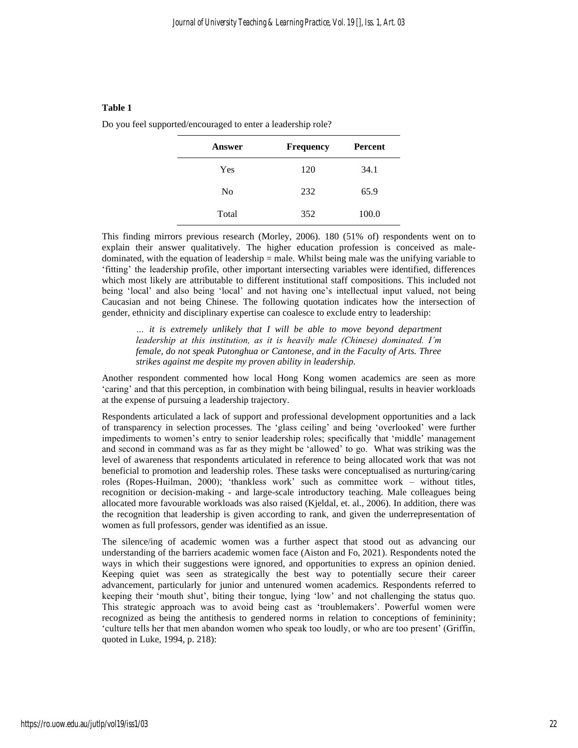**Table 1**

Do you feel supported/encouraged to enter a leadership role?

| Answer | Frequency | Percent |
|---|---|---|
| Yes | 120 | 34.1 |
| No | 232 | 65.9 |
| Total | 352 | 100.0 |

This finding mirrors previous research (Morley, 2006). 180 (51% of) respondents went on to explain their answer qualitatively. The higher education profession is conceived as male-dominated, with the equation of leadership = male. Whilst being male was the unifying variable to 'fitting' the leadership profile, other important intersecting variables were identified, differences which most likely are attributable to different institutional staff compositions. This included not being 'local' and also being 'local' and not having one's intellectual input valued, not being Caucasian and not being Chinese. The following quotation indicates how the intersection of gender, ethnicity and disciplinary expertise can coalesce to exclude entry to leadership:

> *… it is extremely unlikely that I will be able to move beyond department leadership at this institution, as it is heavily male (Chinese) dominated. I'm female, do not speak Putonghua or Cantonese, and in the Faculty of Arts. Three strikes against me despite my proven ability in leadership.*

Another respondent commented how local Hong Kong women academics are seen as more 'caring' and that this perception, in combination with being bilingual, results in heavier workloads at the expense of pursuing a leadership trajectory.

Respondents articulated a lack of support and professional development opportunities and a lack of transparency in selection processes. The 'glass ceiling' and being 'overlooked' were further impediments to women's entry to senior leadership roles; specifically that 'middle' management and second in command was as far as they might be 'allowed' to go. What was striking was the level of awareness that respondents articulated in reference to being allocated work that was not beneficial to promotion and leadership roles. These tasks were conceptualised as nurturing/caring roles (Ropes-Huilman, 2000); 'thankless work' such as committee work – without titles, recognition or decision-making - and large-scale introductory teaching. Male colleagues being allocated more favourable workloads was also raised (Kjeldal, et. al., 2006). In addition, there was the recognition that leadership is given according to rank, and given the underrepresentation of women as full professors, gender was identified as an issue.

The silence/ing of academic women was a further aspect that stood out as advancing our understanding of the barriers academic women face (Aiston and Fo, 2021). Respondents noted the ways in which their suggestions were ignored, and opportunities to express an opinion denied. Keeping quiet was seen as strategically the best way to potentially secure their career advancement, particularly for junior and untenured women academics. Respondents referred to keeping their 'mouth shut', biting their tongue, lying 'low' and not challenging the status quo. This strategic approach was to avoid being cast as 'troublemakers'. Powerful women were recognized as being the antithesis to gendered norms in relation to conceptions of femininity; 'culture tells her that men abandon women who speak too loudly, or who are too present' (Griffin, quoted in Luke, 1994, p. 218):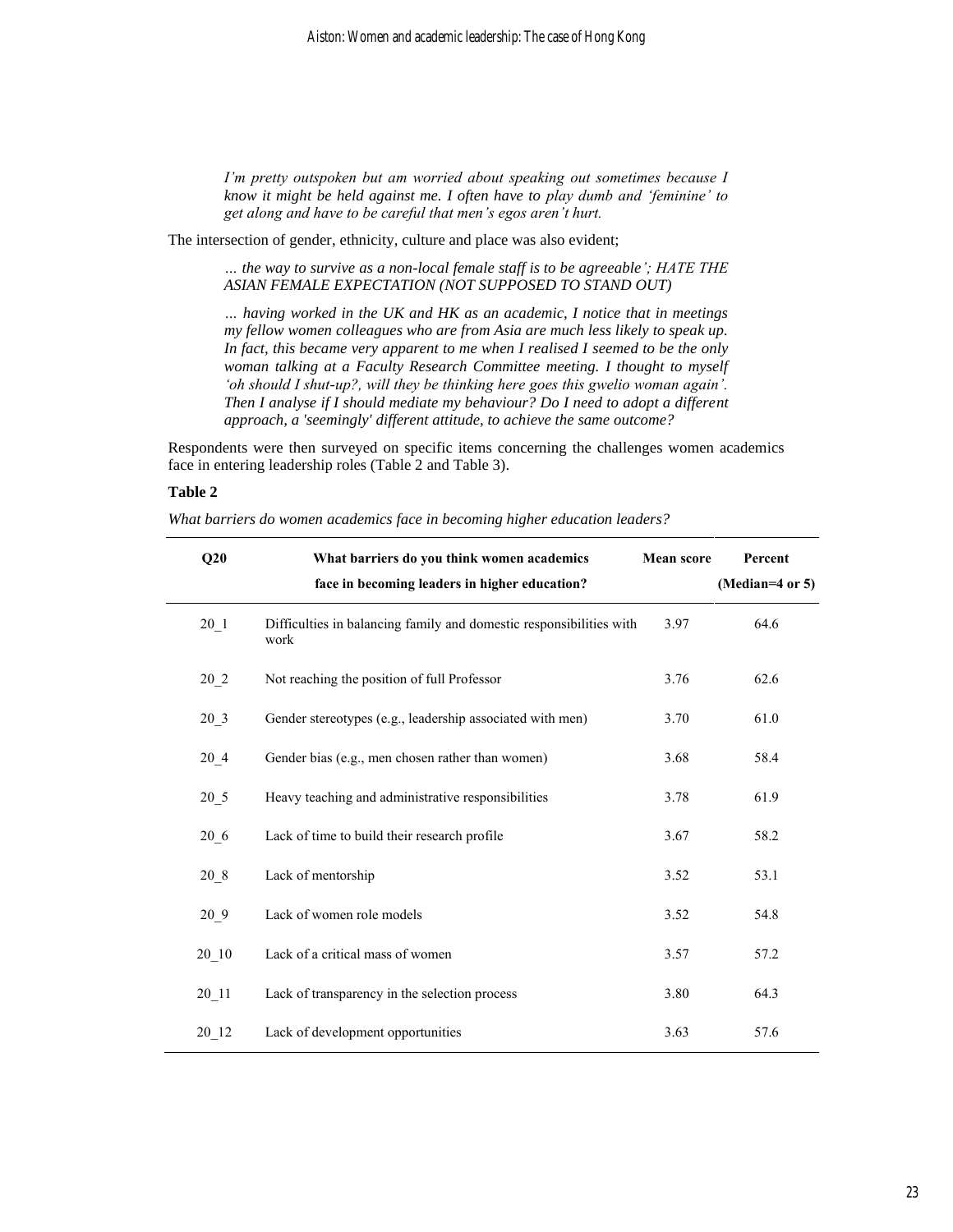> *I'm pretty outspoken but am worried about speaking out sometimes because I know it might be held against me. I often have to play dumb and 'feminine' to get along and have to be careful that men's egos aren't hurt.*

The intersection of gender, ethnicity, culture and place was also evident;

> *… the way to survive as a non-local female staff is to be agreeable'; HATE THE ASIAN FEMALE EXPECTATION (NOT SUPPOSED TO STAND OUT)*

> *… having worked in the UK and HK as an academic, I notice that in meetings my fellow women colleagues who are from Asia are much less likely to speak up. In fact, this became very apparent to me when I realised I seemed to be the only woman talking at a Faculty Research Committee meeting. I thought to myself 'oh should I shut-up?, will they be thinking here goes this gwelio woman again'. Then I analyse if I should mediate my behaviour? Do I need to adopt a different approach, a 'seemingly' different attitude, to achieve the same outcome?*

Respondents were then surveyed on specific items concerning the challenges women academics face in entering leadership roles (Table 2 and Table 3).

**Table 2**

*What barriers do women academics face in becoming higher education leaders?*

| Q20 | What barriers do you think women academics face in becoming leaders in higher education? | Mean score | Percent (Median=4 or 5) |
|---|---|---|---|
| 20_1 | Difficulties in balancing family and domestic responsibilities with work | 3.97 | 64.6 |
| 20_2 | Not reaching the position of full Professor | 3.76 | 62.6 |
| 20_3 | Gender stereotypes (e.g., leadership associated with men) | 3.70 | 61.0 |
| 20_4 | Gender bias (e.g., men chosen rather than women) | 3.68 | 58.4 |
| 20_5 | Heavy teaching and administrative responsibilities | 3.78 | 61.9 |
| 20_6 | Lack of time to build their research profile | 3.67 | 58.2 |
| 20_8 | Lack of mentorship | 3.52 | 53.1 |
| 20_9 | Lack of women role models | 3.52 | 54.8 |
| 20_10 | Lack of a critical mass of women | 3.57 | 57.2 |
| 20_11 | Lack of transparency in the selection process | 3.80 | 64.3 |
| 20_12 | Lack of development opportunities | 3.63 | 57.6 |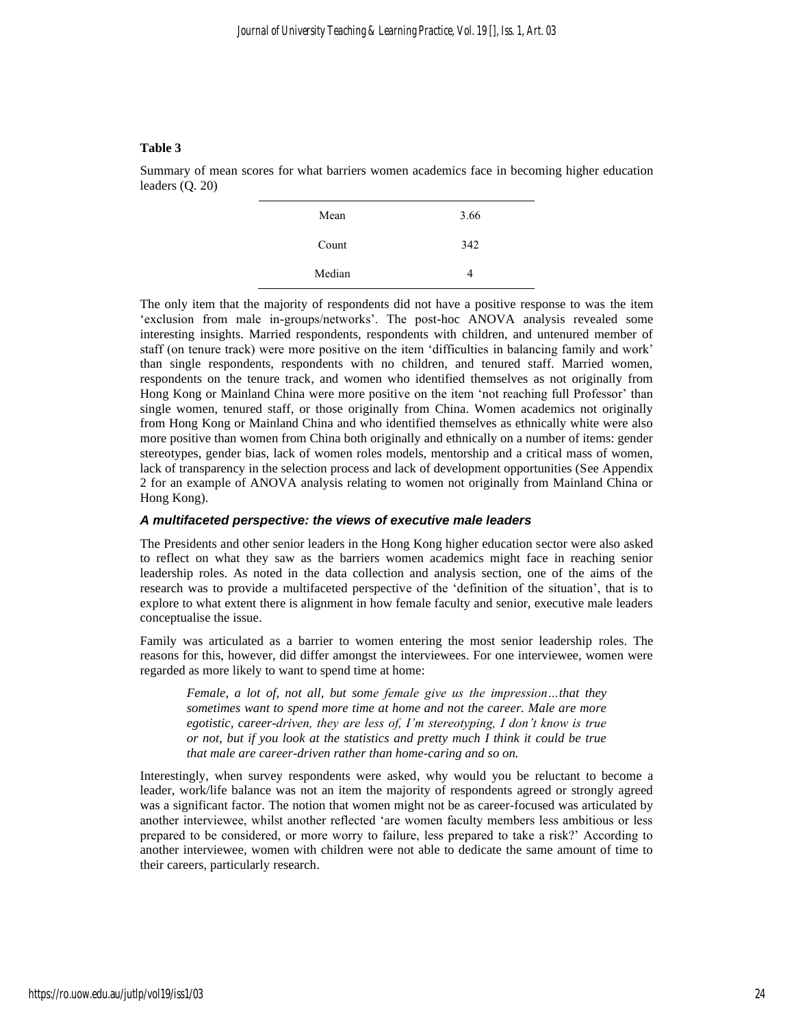**Table 3**

Summary of mean scores for what barriers women academics face in becoming higher education leaders (Q. 20)

| | |
|---|---|
| Mean | 3.66 |
| Count | 342 |
| Median | 4 |

The only item that the majority of respondents did not have a positive response to was the item 'exclusion from male in-groups/networks'. The post-hoc ANOVA analysis revealed some interesting insights. Married respondents, respondents with children, and untenured member of staff (on tenure track) were more positive on the item 'difficulties in balancing family and work' than single respondents, respondents with no children, and tenured staff. Married women, respondents on the tenure track, and women who identified themselves as not originally from Hong Kong or Mainland China were more positive on the item 'not reaching full Professor' than single women, tenured staff, or those originally from China. Women academics not originally from Hong Kong or Mainland China and who identified themselves as ethnically white were also more positive than women from China both originally and ethnically on a number of items: gender stereotypes, gender bias, lack of women roles models, mentorship and a critical mass of women, lack of transparency in the selection process and lack of development opportunities (See Appendix 2 for an example of ANOVA analysis relating to women not originally from Mainland China or Hong Kong).

### *A multifaceted perspective: the views of executive male leaders*

The Presidents and other senior leaders in the Hong Kong higher education sector were also asked to reflect on what they saw as the barriers women academics might face in reaching senior leadership roles. As noted in the data collection and analysis section, one of the aims of the research was to provide a multifaceted perspective of the 'definition of the situation', that is to explore to what extent there is alignment in how female faculty and senior, executive male leaders conceptualise the issue.

Family was articulated as a barrier to women entering the most senior leadership roles. The reasons for this, however, did differ amongst the interviewees. For one interviewee, women were regarded as more likely to want to spend time at home:

> *Female, a lot of, not all, but some female give us the impression…that they sometimes want to spend more time at home and not the career. Male are more egotistic, career-driven, they are less of, I'm stereotyping, I don't know is true or not, but if you look at the statistics and pretty much I think it could be true that male are career-driven rather than home-caring and so on.*

Interestingly, when survey respondents were asked, why would you be reluctant to become a leader, work/life balance was not an item the majority of respondents agreed or strongly agreed was a significant factor. The notion that women might not be as career-focused was articulated by another interviewee, whilst another reflected 'are women faculty members less ambitious or less prepared to be considered, or more worry to failure, less prepared to take a risk?' According to another interviewee, women with children were not able to dedicate the same amount of time to their careers, particularly research.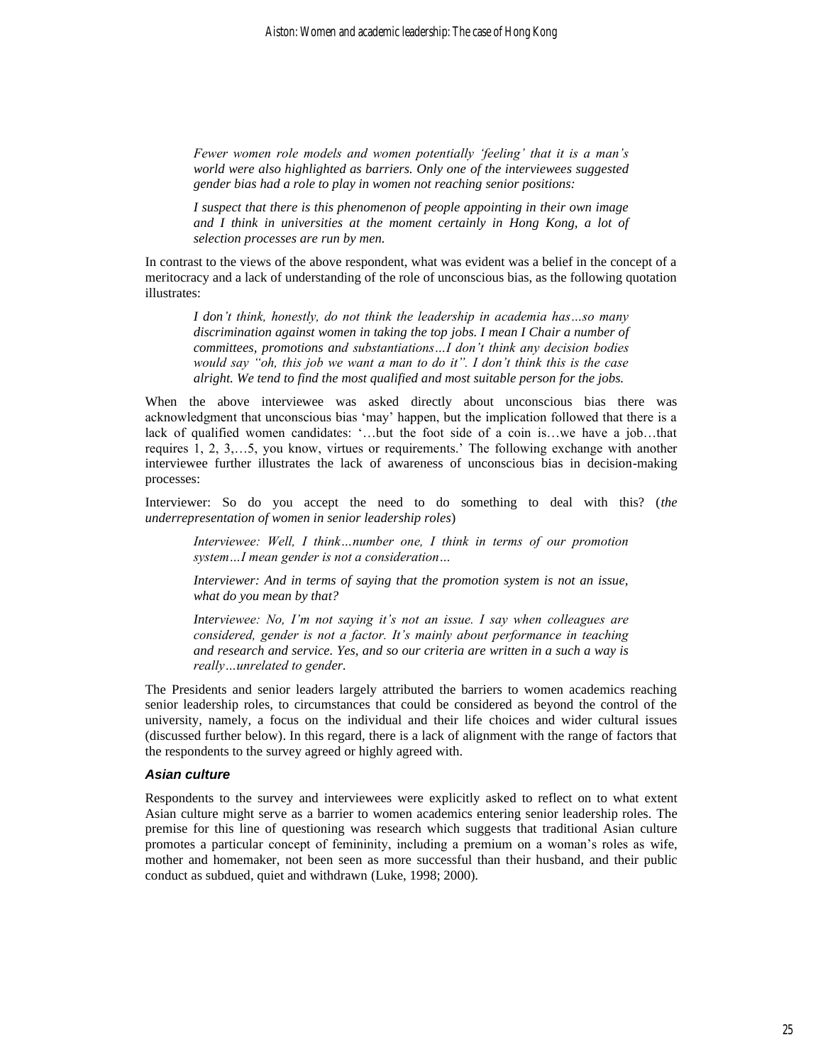> *Fewer women role models and women potentially 'feeling' that it is a man's world were also highlighted as barriers. Only one of the interviewees suggested gender bias had a role to play in women not reaching senior positions:*

> *I suspect that there is this phenomenon of people appointing in their own image and I think in universities at the moment certainly in Hong Kong, a lot of selection processes are run by men.*

In contrast to the views of the above respondent, what was evident was a belief in the concept of a meritocracy and a lack of understanding of the role of unconscious bias, as the following quotation illustrates:

> *I don't think, honestly, do not think the leadership in academia has…so many discrimination against women in taking the top jobs. I mean I Chair a number of committees, promotions and substantiations…I don't think any decision bodies would say "oh, this job we want a man to do it". I don't think this is the case alright. We tend to find the most qualified and most suitable person for the jobs.*

When the above interviewee was asked directly about unconscious bias there was acknowledgment that unconscious bias 'may' happen, but the implication followed that there is a lack of qualified women candidates: '…but the foot side of a coin is…we have a job…that requires 1, 2, 3,…5, you know, virtues or requirements.' The following exchange with another interviewee further illustrates the lack of awareness of unconscious bias in decision-making processes:

Interviewer: So do you accept the need to do something to deal with this? (*the underrepresentation of women in senior leadership roles*)

> *Interviewee: Well, I think…number one, I think in terms of our promotion system…I mean gender is not a consideration…*

> *Interviewer: And in terms of saying that the promotion system is not an issue, what do you mean by that?*

> *Interviewee: No, I'm not saying it's not an issue. I say when colleagues are considered, gender is not a factor. It's mainly about performance in teaching and research and service. Yes, and so our criteria are written in a such a way is really…unrelated to gender.*

The Presidents and senior leaders largely attributed the barriers to women academics reaching senior leadership roles, to circumstances that could be considered as beyond the control of the university, namely, a focus on the individual and their life choices and wider cultural issues (discussed further below). In this regard, there is a lack of alignment with the range of factors that the respondents to the survey agreed or highly agreed with.

### *Asian culture*

Respondents to the survey and interviewees were explicitly asked to reflect on to what extent Asian culture might serve as a barrier to women academics entering senior leadership roles. The premise for this line of questioning was research which suggests that traditional Asian culture promotes a particular concept of femininity, including a premium on a woman's roles as wife, mother and homemaker, not been seen as more successful than their husband, and their public conduct as subdued, quiet and withdrawn (Luke, 1998; 2000).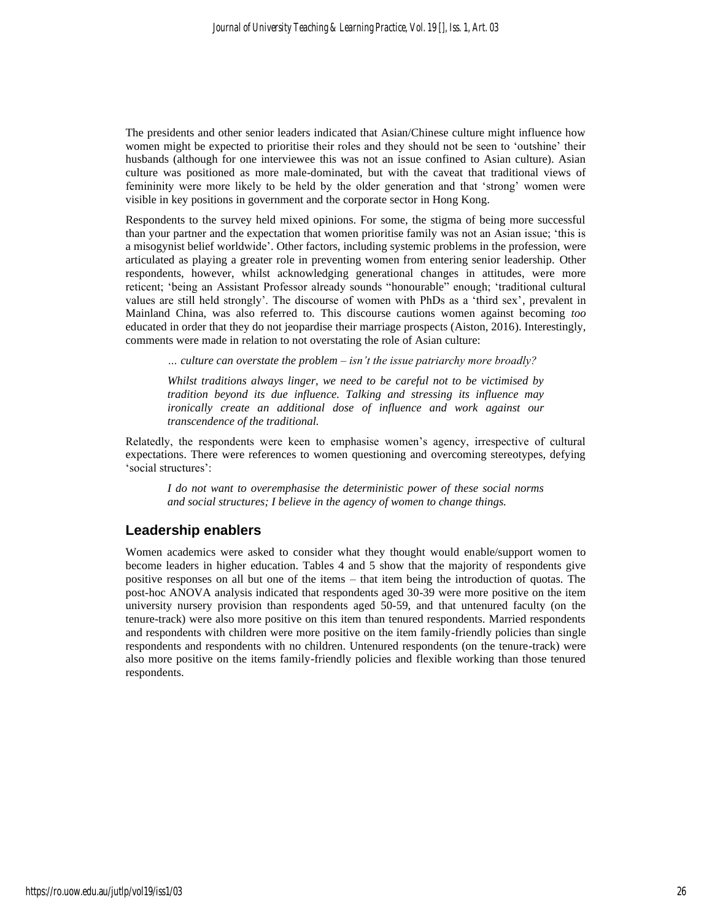The presidents and other senior leaders indicated that Asian/Chinese culture might influence how women might be expected to prioritise their roles and they should not be seen to 'outshine' their husbands (although for one interviewee this was not an issue confined to Asian culture). Asian culture was positioned as more male-dominated, but with the caveat that traditional views of femininity were more likely to be held by the older generation and that 'strong' women were visible in key positions in government and the corporate sector in Hong Kong.

Respondents to the survey held mixed opinions. For some, the stigma of being more successful than your partner and the expectation that women prioritise family was not an Asian issue; 'this is a misogynist belief worldwide'. Other factors, including systemic problems in the profession, were articulated as playing a greater role in preventing women from entering senior leadership. Other respondents, however, whilst acknowledging generational changes in attitudes, were more reticent; 'being an Assistant Professor already sounds "honourable" enough; 'traditional cultural values are still held strongly'. The discourse of women with PhDs as a 'third sex', prevalent in Mainland China, was also referred to. This discourse cautions women against becoming *too* educated in order that they do not jeopardise their marriage prospects (Aiston, 2016). Interestingly, comments were made in relation to not overstating the role of Asian culture:

> *… culture can overstate the problem – isn't the issue patriarchy more broadly?*
>
> *Whilst traditions always linger, we need to be careful not to be victimised by tradition beyond its due influence. Talking and stressing its influence may ironically create an additional dose of influence and work against our transcendence of the traditional.*

Relatedly, the respondents were keen to emphasise women's agency, irrespective of cultural expectations. There were references to women questioning and overcoming stereotypes, defying 'social structures':

> *I do not want to overemphasise the deterministic power of these social norms and social structures; I believe in the agency of women to change things.*

## Leadership enablers

Women academics were asked to consider what they thought would enable/support women to become leaders in higher education. Tables 4 and 5 show that the majority of respondents give positive responses on all but one of the items – that item being the introduction of quotas. The post-hoc ANOVA analysis indicated that respondents aged 30-39 were more positive on the item university nursery provision than respondents aged 50-59, and that untenured faculty (on the tenure-track) were also more positive on this item than tenured respondents. Married respondents and respondents with children were more positive on the item family-friendly policies than single respondents and respondents with no children. Untenured respondents (on the tenure-track) were also more positive on the items family-friendly policies and flexible working than those tenured respondents.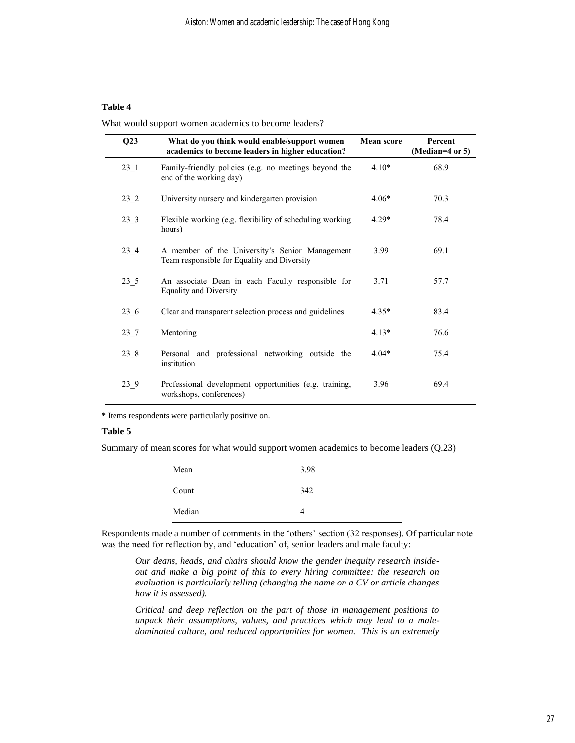**Table 4**

What would support women academics to become leaders?

| Q23 | What do you think would enable/support women academics to become leaders in higher education? | Mean score | Percent (Median=4 or 5) |
|---|---|---|---|
| 23_1 | Family-friendly policies (e.g. no meetings beyond the end of the working day) | 4.10* | 68.9 |
| 23_2 | University nursery and kindergarten provision | 4.06* | 70.3 |
| 23_3 | Flexible working (e.g. flexibility of scheduling working hours) | 4.29* | 78.4 |
| 23_4 | A member of the University's Senior Management Team responsible for Equality and Diversity | 3.99 | 69.1 |
| 23_5 | An associate Dean in each Faculty responsible for Equality and Diversity | 3.71 | 57.7 |
| 23_6 | Clear and transparent selection process and guidelines | 4.35* | 83.4 |
| 23_7 | Mentoring | 4.13* | 76.6 |
| 23_8 | Personal and professional networking outside the institution | 4.04* | 75.4 |
| 23_9 | Professional development opportunities (e.g. training, workshops, conferences) | 3.96 | 69.4 |

**\*** Items respondents were particularly positive on.

**Table 5**

Summary of mean scores for what would support women academics to become leaders (Q.23)

| | |
|---|---|
| Mean | 3.98 |
| Count | 342 |
| Median | 4 |

Respondents made a number of comments in the 'others' section (32 responses). Of particular note was the need for reflection by, and 'education' of, senior leaders and male faculty:

> *Our deans, heads, and chairs should know the gender inequity research inside-out and make a big point of this to every hiring committee: the research on evaluation is particularly telling (changing the name on a CV or article changes how it is assessed).*

> *Critical and deep reflection on the part of those in management positions to unpack their assumptions, values, and practices which may lead to a male-dominated culture, and reduced opportunities for women. This is an extremely*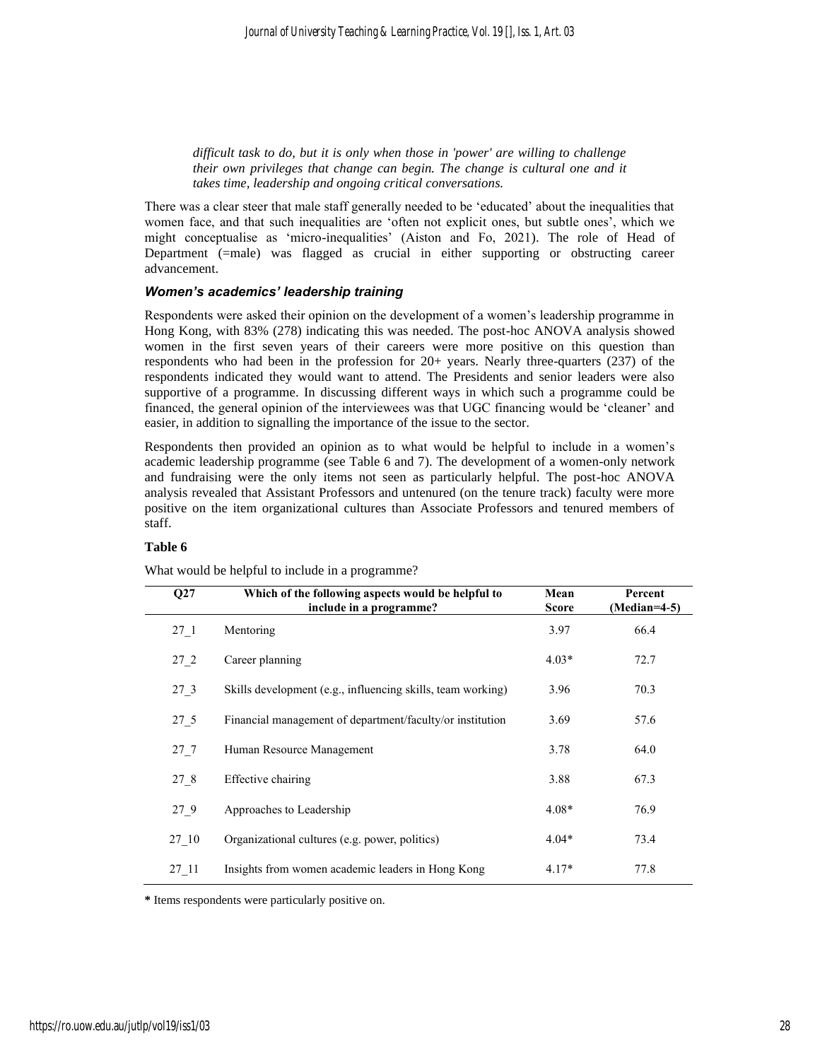*difficult task to do, but it is only when those in 'power' are willing to challenge their own privileges that change can begin. The change is cultural one and it takes time, leadership and ongoing critical conversations.*

There was a clear steer that male staff generally needed to be 'educated' about the inequalities that women face, and that such inequalities are 'often not explicit ones, but subtle ones', which we might conceptualise as 'micro-inequalities' (Aiston and Fo, 2021). The role of Head of Department (=male) was flagged as crucial in either supporting or obstructing career advancement.

### *Women's academics' leadership training*

Respondents were asked their opinion on the development of a women's leadership programme in Hong Kong, with 83% (278) indicating this was needed. The post-hoc ANOVA analysis showed women in the first seven years of their careers were more positive on this question than respondents who had been in the profession for 20+ years. Nearly three-quarters (237) of the respondents indicated they would want to attend. The Presidents and senior leaders were also supportive of a programme. In discussing different ways in which such a programme could be financed, the general opinion of the interviewees was that UGC financing would be 'cleaner' and easier, in addition to signalling the importance of the issue to the sector.

Respondents then provided an opinion as to what would be helpful to include in a women's academic leadership programme (see Table 6 and 7). The development of a women-only network and fundraising were the only items not seen as particularly helpful. The post-hoc ANOVA analysis revealed that Assistant Professors and untenured (on the tenure track) faculty were more positive on the item organizational cultures than Associate Professors and tenured members of staff.

**Table 6**

What would be helpful to include in a programme?

| Q27 | Which of the following aspects would be helpful to include in a programme? | Mean Score | Percent (Median=4-5) |
|---|---|---|---|
| 27_1 | Mentoring | 3.97 | 66.4 |
| 27_2 | Career planning | 4.03* | 72.7 |
| 27_3 | Skills development (e.g., influencing skills, team working) | 3.96 | 70.3 |
| 27_5 | Financial management of department/faculty/or institution | 3.69 | 57.6 |
| 27_7 | Human Resource Management | 3.78 | 64.0 |
| 27_8 | Effective chairing | 3.88 | 67.3 |
| 27_9 | Approaches to Leadership | 4.08* | 76.9 |
| 27_10 | Organizational cultures (e.g. power, politics) | 4.04* | 73.4 |
| 27_11 | Insights from women academic leaders in Hong Kong | 4.17* | 77.8 |

**\*** Items respondents were particularly positive on.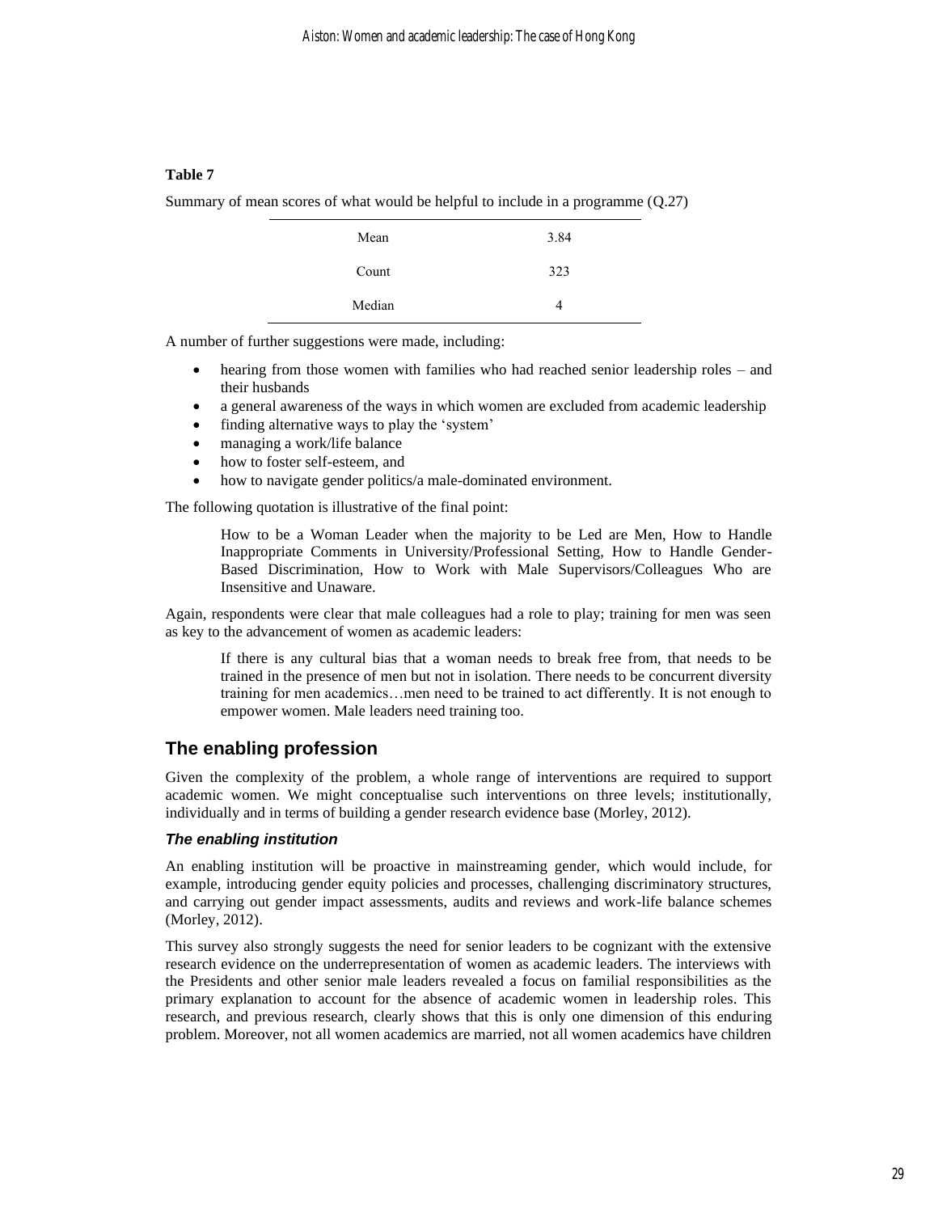**Table 7**

Summary of mean scores of what would be helpful to include in a programme (Q.27)

| | |
|---|---|
| Mean | 3.84 |
| Count | 323 |
| Median | 4 |

A number of further suggestions were made, including:

- hearing from those women with families who had reached senior leadership roles – and their husbands
- a general awareness of the ways in which women are excluded from academic leadership
- finding alternative ways to play the 'system'
- managing a work/life balance
- how to foster self-esteem, and
- how to navigate gender politics/a male-dominated environment.

The following quotation is illustrative of the final point:

> How to be a Woman Leader when the majority to be Led are Men, How to Handle Inappropriate Comments in University/Professional Setting, How to Handle Gender-Based Discrimination, How to Work with Male Supervisors/Colleagues Who are Insensitive and Unaware.

Again, respondents were clear that male colleagues had a role to play; training for men was seen as key to the advancement of women as academic leaders:

> If there is any cultural bias that a woman needs to break free from, that needs to be trained in the presence of men but not in isolation. There needs to be concurrent diversity training for men academics…men need to be trained to act differently. It is not enough to empower women. Male leaders need training too.

## The enabling profession

Given the complexity of the problem, a whole range of interventions are required to support academic women. We might conceptualise such interventions on three levels; institutionally, individually and in terms of building a gender research evidence base (Morley, 2012).

### *The enabling institution*

An enabling institution will be proactive in mainstreaming gender, which would include, for example, introducing gender equity policies and processes, challenging discriminatory structures, and carrying out gender impact assessments, audits and reviews and work-life balance schemes (Morley, 2012).

This survey also strongly suggests the need for senior leaders to be cognizant with the extensive research evidence on the underrepresentation of women as academic leaders. The interviews with the Presidents and other senior male leaders revealed a focus on familial responsibilities as the primary explanation to account for the absence of academic women in leadership roles. This research, and previous research, clearly shows that this is only one dimension of this enduring problem. Moreover, not all women academics are married, not all women academics have children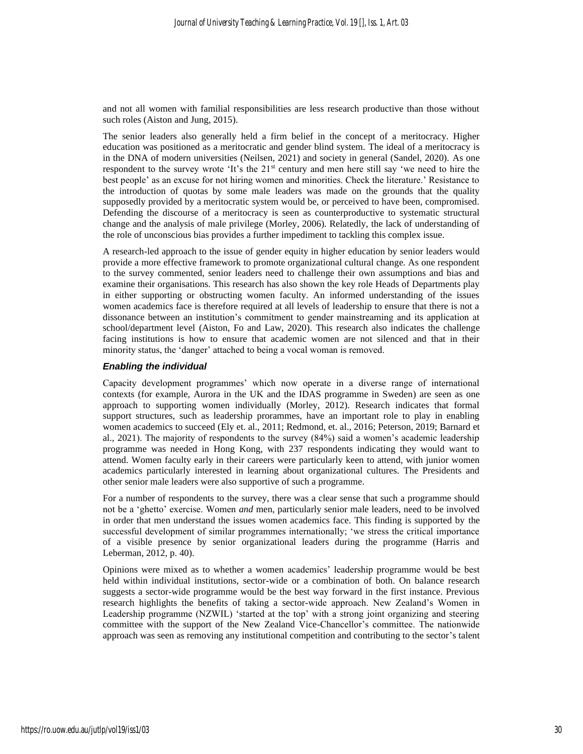and not all women with familial responsibilities are less research productive than those without such roles (Aiston and Jung, 2015).

The senior leaders also generally held a firm belief in the concept of a meritocracy. Higher education was positioned as a meritocratic and gender blind system. The ideal of a meritocracy is in the DNA of modern universities (Neilsen, 2021) and society in general (Sandel, 2020). As one respondent to the survey wrote 'It's the 21st century and men here still say 'we need to hire the best people' as an excuse for not hiring women and minorities. Check the literature.' Resistance to the introduction of quotas by some male leaders was made on the grounds that the quality supposedly provided by a meritocratic system would be, or perceived to have been, compromised. Defending the discourse of a meritocracy is seen as counterproductive to systematic structural change and the analysis of male privilege (Morley, 2006). Relatedly, the lack of understanding of the role of unconscious bias provides a further impediment to tackling this complex issue.

A research-led approach to the issue of gender equity in higher education by senior leaders would provide a more effective framework to promote organizational cultural change. As one respondent to the survey commented, senior leaders need to challenge their own assumptions and bias and examine their organisations. This research has also shown the key role Heads of Departments play in either supporting or obstructing women faculty. An informed understanding of the issues women academics face is therefore required at all levels of leadership to ensure that there is not a dissonance between an institution's commitment to gender mainstreaming and its application at school/department level (Aiston, Fo and Law, 2020). This research also indicates the challenge facing institutions is how to ensure that academic women are not silenced and that in their minority status, the 'danger' attached to being a vocal woman is removed.

### *Enabling the individual*

Capacity development programmes' which now operate in a diverse range of international contexts (for example, Aurora in the UK and the IDAS programme in Sweden) are seen as one approach to supporting women individually (Morley, 2012). Research indicates that formal support structures, such as leadership prorammes, have an important role to play in enabling women academics to succeed (Ely et. al., 2011; Redmond, et. al., 2016; Peterson, 2019; Barnard et al., 2021). The majority of respondents to the survey (84%) said a women's academic leadership programme was needed in Hong Kong, with 237 respondents indicating they would want to attend. Women faculty early in their careers were particularly keen to attend, with junior women academics particularly interested in learning about organizational cultures. The Presidents and other senior male leaders were also supportive of such a programme.

For a number of respondents to the survey, there was a clear sense that such a programme should not be a 'ghetto' exercise. Women *and* men, particularly senior male leaders, need to be involved in order that men understand the issues women academics face. This finding is supported by the successful development of similar programmes internationally; 'we stress the critical importance of a visible presence by senior organizational leaders during the programme (Harris and Leberman, 2012, p. 40).

Opinions were mixed as to whether a women academics' leadership programme would be best held within individual institutions, sector-wide or a combination of both. On balance research suggests a sector-wide programme would be the best way forward in the first instance. Previous research highlights the benefits of taking a sector-wide approach. New Zealand's Women in Leadership programme (NZWIL) 'started at the top' with a strong joint organizing and steering committee with the support of the New Zealand Vice-Chancellor's committee. The nationwide approach was seen as removing any institutional competition and contributing to the sector's talent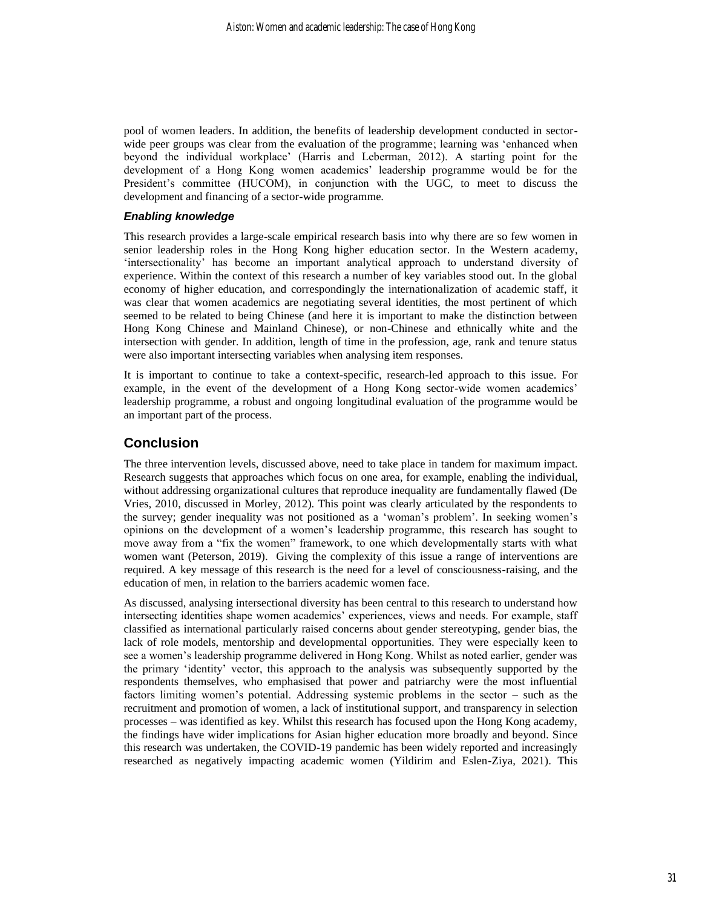pool of women leaders. In addition, the benefits of leadership development conducted in sector-wide peer groups was clear from the evaluation of the programme; learning was 'enhanced when beyond the individual workplace' (Harris and Leberman, 2012). A starting point for the development of a Hong Kong women academics' leadership programme would be for the President's committee (HUCOM), in conjunction with the UGC, to meet to discuss the development and financing of a sector-wide programme.

### *Enabling knowledge*

This research provides a large-scale empirical research basis into why there are so few women in senior leadership roles in the Hong Kong higher education sector. In the Western academy, 'intersectionality' has become an important analytical approach to understand diversity of experience. Within the context of this research a number of key variables stood out. In the global economy of higher education, and correspondingly the internationalization of academic staff, it was clear that women academics are negotiating several identities, the most pertinent of which seemed to be related to being Chinese (and here it is important to make the distinction between Hong Kong Chinese and Mainland Chinese), or non-Chinese and ethnically white and the intersection with gender. In addition, length of time in the profession, age, rank and tenure status were also important intersecting variables when analysing item responses.

It is important to continue to take a context-specific, research-led approach to this issue. For example, in the event of the development of a Hong Kong sector-wide women academics' leadership programme, a robust and ongoing longitudinal evaluation of the programme would be an important part of the process.

## Conclusion

The three intervention levels, discussed above, need to take place in tandem for maximum impact. Research suggests that approaches which focus on one area, for example, enabling the individual, without addressing organizational cultures that reproduce inequality are fundamentally flawed (De Vries, 2010, discussed in Morley, 2012). This point was clearly articulated by the respondents to the survey; gender inequality was not positioned as a 'woman's problem'. In seeking women's opinions on the development of a women's leadership programme, this research has sought to move away from a "fix the women" framework, to one which developmentally starts with what women want (Peterson, 2019). Giving the complexity of this issue a range of interventions are required. A key message of this research is the need for a level of consciousness-raising, and the education of men, in relation to the barriers academic women face.

As discussed, analysing intersectional diversity has been central to this research to understand how intersecting identities shape women academics' experiences, views and needs. For example, staff classified as international particularly raised concerns about gender stereotyping, gender bias, the lack of role models, mentorship and developmental opportunities. They were especially keen to see a women's leadership programme delivered in Hong Kong. Whilst as noted earlier, gender was the primary 'identity' vector, this approach to the analysis was subsequently supported by the respondents themselves, who emphasised that power and patriarchy were the most influential factors limiting women's potential. Addressing systemic problems in the sector – such as the recruitment and promotion of women, a lack of institutional support, and transparency in selection processes – was identified as key. Whilst this research has focused upon the Hong Kong academy, the findings have wider implications for Asian higher education more broadly and beyond. Since this research was undertaken, the COVID-19 pandemic has been widely reported and increasingly researched as negatively impacting academic women (Yildirim and Eslen-Ziya, 2021). This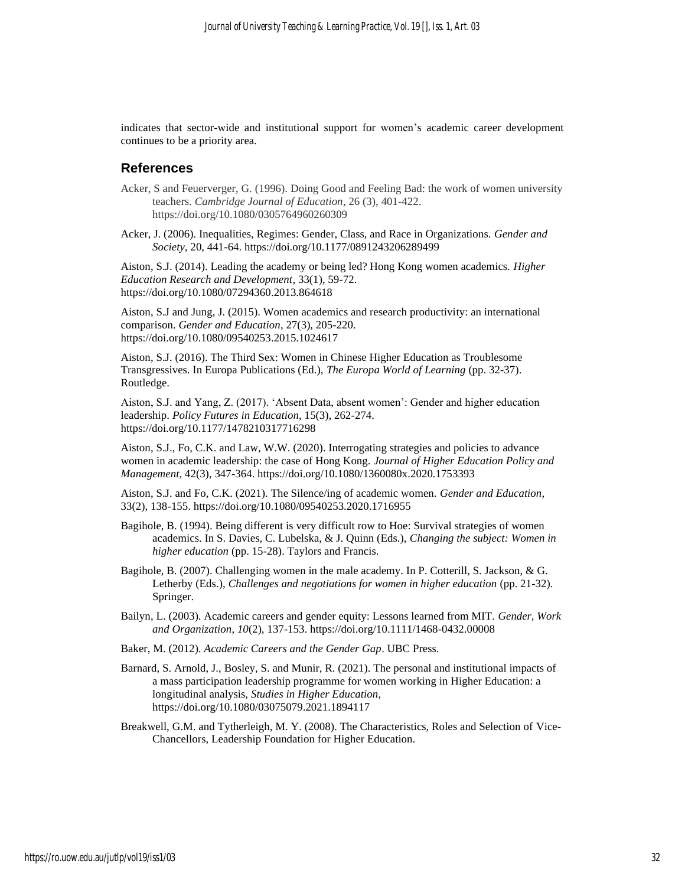indicates that sector-wide and institutional support for women's academic career development continues to be a priority area.

## References

Acker, S and Feuerverger, G. (1996). Doing Good and Feeling Bad: the work of women university teachers. *Cambridge Journal of Education*, 26 (3), 401-422. https://doi.org/10.1080/0305764960260309

Acker, J. (2006). Inequalities, Regimes: Gender, Class, and Race in Organizations. *Gender and Society*, 20, 441-64. https://doi.org/10.1177/0891243206289499

Aiston, S.J. (2014). Leading the academy or being led? Hong Kong women academics. *Higher Education Research and Development*, 33(1), 59-72. https://doi.org/10.1080/07294360.2013.864618

Aiston, S.J and Jung, J. (2015). Women academics and research productivity: an international comparison. *Gender and Education*, 27(3), 205-220. https://doi.org/10.1080/09540253.2015.1024617

Aiston, S.J. (2016). The Third Sex: Women in Chinese Higher Education as Troublesome Transgressives. In Europa Publications (Ed.), *The Europa World of Learning* (pp. 32-37). Routledge.

Aiston, S.J. and Yang, Z. (2017). 'Absent Data, absent women': Gender and higher education leadership. *Policy Futures in Education*, 15(3), 262-274. https://doi.org/10.1177/1478210317716298

Aiston, S.J., Fo, C.K. and Law, W.W. (2020). Interrogating strategies and policies to advance women in academic leadership: the case of Hong Kong. *Journal of Higher Education Policy and Management*, 42(3), 347-364. https://doi.org/10.1080/1360080x.2020.1753393

Aiston, S.J. and Fo, C.K. (2021). The Silence/ing of academic women. *Gender and Education*, 33(2), 138-155. https://doi.org/10.1080/09540253.2020.1716955

Bagihole, B. (1994). Being different is very difficult row to Hoe: Survival strategies of women academics. In S. Davies, C. Lubelska, & J. Quinn (Eds.), *Changing the subject: Women in higher education* (pp. 15-28). Taylors and Francis.

Bagihole, B. (2007). Challenging women in the male academy. In P. Cotterill, S. Jackson, & G. Letherby (Eds.), *Challenges and negotiations for women in higher education* (pp. 21-32). Springer.

Bailyn, L. (2003). Academic careers and gender equity: Lessons learned from MIT. *Gender, Work and Organization*, *10*(2), 137-153. https://doi.org/10.1111/1468-0432.00008

Baker, M. (2012). *Academic Careers and the Gender Gap*. UBC Press.

Barnard, S. Arnold, J., Bosley, S. and Munir, R. (2021). The personal and institutional impacts of a mass participation leadership programme for women working in Higher Education: a longitudinal analysis, *Studies in Higher Education*, https://doi.org/10.1080/03075079.2021.1894117

Breakwell, G.M. and Tytherleigh, M. Y. (2008). The Characteristics, Roles and Selection of Vice-Chancellors, Leadership Foundation for Higher Education.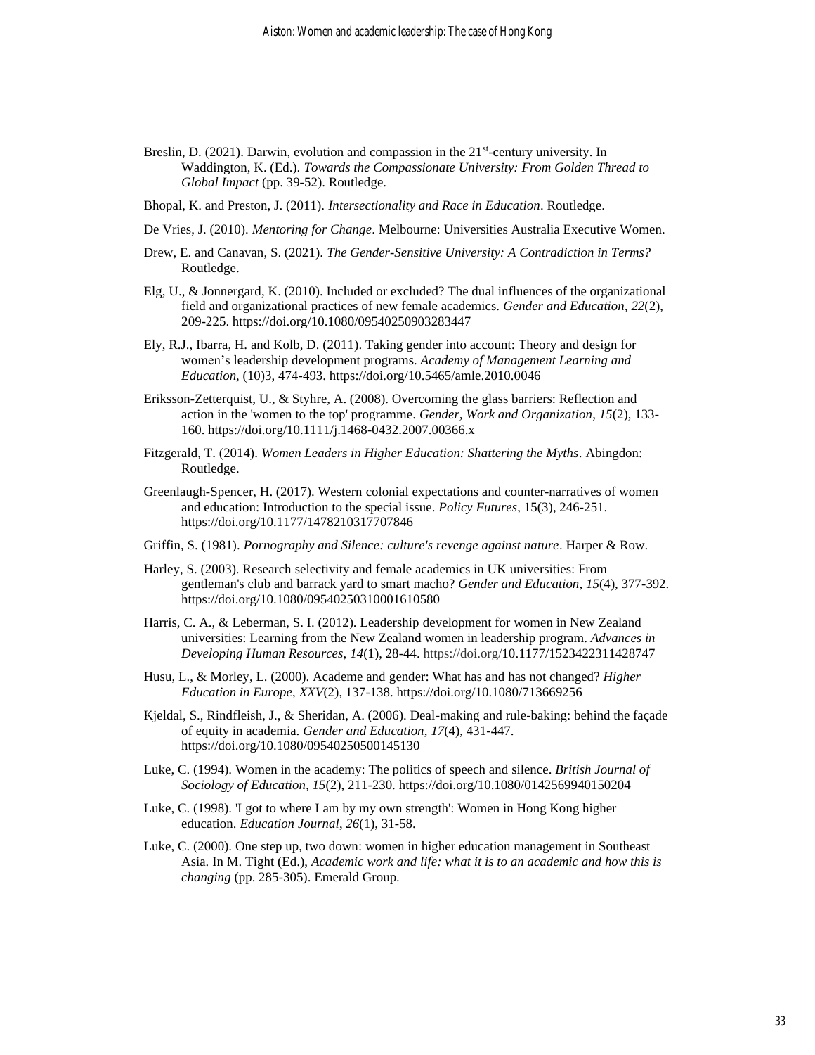Breslin, D. (2021). Darwin, evolution and compassion in the 21st-century university. In Waddington, K. (Ed.). *Towards the Compassionate University: From Golden Thread to Global Impact* (pp. 39-52). Routledge.

Bhopal, K. and Preston, J. (2011). *Intersectionality and Race in Education*. Routledge.

De Vries, J. (2010). *Mentoring for Change*. Melbourne: Universities Australia Executive Women.

Drew, E. and Canavan, S. (2021). *The Gender-Sensitive University: A Contradiction in Terms?* Routledge.

Elg, U., & Jonnergard, K. (2010). Included or excluded? The dual influences of the organizational field and organizational practices of new female academics. *Gender and Education*, *22*(2), 209-225. https://doi.org/10.1080/09540250903283447

Ely, R.J., Ibarra, H. and Kolb, D. (2011). Taking gender into account: Theory and design for women's leadership development programs. *Academy of Management Learning and Education*, (10)3, 474-493. https://doi.org/10.5465/amle.2010.0046

Eriksson-Zetterquist, U., & Styhre, A. (2008). Overcoming the glass barriers: Reflection and action in the 'women to the top' programme. *Gender, Work and Organization*, *15*(2), 133-160. https://doi.org/10.1111/j.1468-0432.2007.00366.x

Fitzgerald, T. (2014). *Women Leaders in Higher Education: Shattering the Myths*. Abingdon: Routledge.

Greenlaugh-Spencer, H. (2017). Western colonial expectations and counter-narratives of women and education: Introduction to the special issue. *Policy Futures*, 15(3), 246-251. https://doi.org/10.1177/1478210317707846

Griffin, S. (1981). *Pornography and Silence: culture's revenge against nature*. Harper & Row.

Harley, S. (2003). Research selectivity and female academics in UK universities: From gentleman's club and barrack yard to smart macho? *Gender and Education*, *15*(4), 377-392. https://doi.org/10.1080/09540250310001610580

Harris, C. A., & Leberman, S. I. (2012). Leadership development for women in New Zealand universities: Learning from the New Zealand women in leadership program. *Advances in Developing Human Resources*, *14*(1), 28-44. https://doi.org/10.1177/1523422311428747

Husu, L., & Morley, L. (2000). Academe and gender: What has and has not changed? *Higher Education in Europe*, *XXV*(2), 137-138. https://doi.org/10.1080/713669256

Kjeldal, S., Rindfleish, J., & Sheridan, A. (2006). Deal-making and rule-baking: behind the façade of equity in academia. *Gender and Education*, *17*(4), 431-447. https://doi.org/10.1080/09540250500145130

Luke, C. (1994). Women in the academy: The politics of speech and silence. *British Journal of Sociology of Education*, *15*(2), 211-230. https://doi.org/10.1080/0142569940150204

Luke, C. (1998). 'I got to where I am by my own strength': Women in Hong Kong higher education. *Education Journal*, *26*(1), 31-58.

Luke, C. (2000). One step up, two down: women in higher education management in Southeast Asia. In M. Tight (Ed.), *Academic work and life: what it is to an academic and how this is changing* (pp. 285-305). Emerald Group.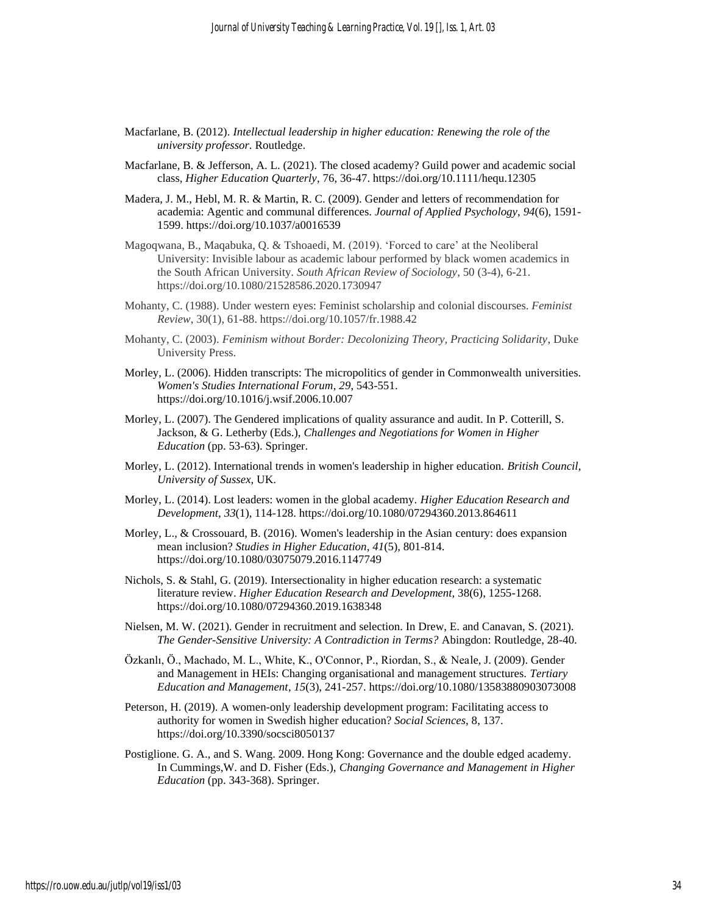Macfarlane, B. (2012). *Intellectual leadership in higher education: Renewing the role of the university professor.* Routledge.

Macfarlane, B. & Jefferson, A. L. (2021). The closed academy? Guild power and academic social class, *Higher Education Quarterly*, 76, 36-47. https://doi.org/10.1111/hequ.12305

Madera, J. M., Hebl, M. R. & Martin, R. C. (2009). Gender and letters of recommendation for academia: Agentic and communal differences. *Journal of Applied Psychology*, *94*(6), 1591-1599. https://doi.org/10.1037/a0016539

Magoqwana, B., Maqabuka, Q. & Tshoaedi, M. (2019). 'Forced to care' at the Neoliberal University: Invisible labour as academic labour performed by black women academics in the South African University. *South African Review of Sociology*, 50 (3-4), 6-21. https://doi.org/10.1080/21528586.2020.1730947

Mohanty, C. (1988). Under western eyes: Feminist scholarship and colonial discourses. *Feminist Review*, 30(1), 61-88. https://doi.org/10.1057/fr.1988.42

Mohanty, C. (2003). *Feminism without Border: Decolonizing Theory, Practicing Solidarity*, Duke University Press.

Morley, L. (2006). Hidden transcripts: The micropolitics of gender in Commonwealth universities. *Women's Studies International Forum*, *29*, 543-551. https://doi.org/10.1016/j.wsif.2006.10.007

Morley, L. (2007). The Gendered implications of quality assurance and audit. In P. Cotterill, S. Jackson, & G. Letherby (Eds.), *Challenges and Negotiations for Women in Higher Education* (pp. 53-63). Springer.

Morley, L. (2012). International trends in women's leadership in higher education. *British Council, University of Sussex*, UK.

Morley, L. (2014). Lost leaders: women in the global academy. *Higher Education Research and Development*, *33*(1), 114-128. https://doi.org/10.1080/07294360.2013.864611

Morley, L., & Crossouard, B. (2016). Women's leadership in the Asian century: does expansion mean inclusion? *Studies in Higher Education*, *41*(5), 801-814. https://doi.org/10.1080/03075079.2016.1147749

Nichols, S. & Stahl, G. (2019). Intersectionality in higher education research: a systematic literature review. *Higher Education Research and Development*, 38(6), 1255-1268. https://doi.org/10.1080/07294360.2019.1638348

Nielsen, M. W. (2021). Gender in recruitment and selection. In Drew, E. and Canavan, S. (2021). *The Gender-Sensitive University: A Contradiction in Terms?* Abingdon: Routledge, 28-40.

Özkanlı, Ö., Machado, M. L., White, K., O'Connor, P., Riordan, S., & Neale, J. (2009). Gender and Management in HEIs: Changing organisational and management structures. *Tertiary Education and Management*, *15*(3), 241-257. https://doi.org/10.1080/13583880903073008

Peterson, H. (2019). A women-only leadership development program: Facilitating access to authority for women in Swedish higher education? *Social Sciences*, 8, 137. https://doi.org/10.3390/socsci8050137

Postiglione. G. A., and S. Wang. 2009. Hong Kong: Governance and the double edged academy. In Cummings,W. and D. Fisher (Eds.), *Changing Governance and Management in Higher Education* (pp. 343-368). Springer.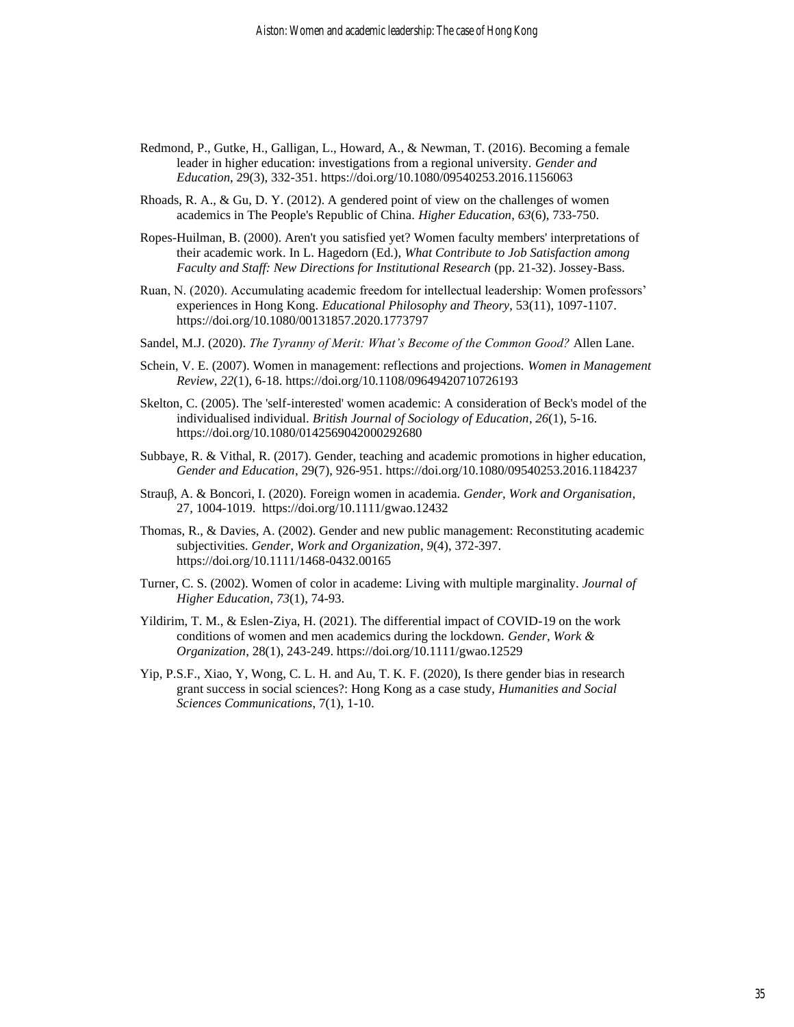Redmond, P., Gutke, H., Galligan, L., Howard, A., & Newman, T. (2016). Becoming a female leader in higher education: investigations from a regional university. *Gender and Education*, 29(3), 332-351. https://doi.org/10.1080/09540253.2016.1156063

Rhoads, R. A., & Gu, D. Y. (2012). A gendered point of view on the challenges of women academics in The People's Republic of China. *Higher Education*, *63*(6), 733-750.

Ropes-Huilman, B. (2000). Aren't you satisfied yet? Women faculty members' interpretations of their academic work. In L. Hagedorn (Ed.), *What Contribute to Job Satisfaction among Faculty and Staff: New Directions for Institutional Research* (pp. 21-32). Jossey-Bass.

Ruan, N. (2020). Accumulating academic freedom for intellectual leadership: Women professors' experiences in Hong Kong. *Educational Philosophy and Theory*, 53(11), 1097-1107. https://doi.org/10.1080/00131857.2020.1773797

Sandel, M.J. (2020). *The Tyranny of Merit: What's Become of the Common Good?* Allen Lane.

Schein, V. E. (2007). Women in management: reflections and projections. *Women in Management Review*, *22*(1), 6-18. https://doi.org/10.1108/09649420710726193

Skelton, C. (2005). The 'self-interested' women academic: A consideration of Beck's model of the individualised individual. *British Journal of Sociology of Education*, *26*(1), 5-16. https://doi.org/10.1080/0142569042000292680

Subbaye, R. & Vithal, R. (2017). Gender, teaching and academic promotions in higher education, *Gender and Education*, 29(7), 926-951. https://doi.org/10.1080/09540253.2016.1184237

Strauβ, A. & Boncori, I. (2020). Foreign women in academia. *Gender, Work and Organisation*, 27, 1004-1019. https://doi.org/10.1111/gwao.12432

Thomas, R., & Davies, A. (2002). Gender and new public management: Reconstituting academic subjectivities. *Gender, Work and Organization*, *9*(4), 372-397. https://doi.org/10.1111/1468-0432.00165

Turner, C. S. (2002). Women of color in academe: Living with multiple marginality. *Journal of Higher Education*, *73*(1), 74-93.

Yildirim, T. M., & Eslen-Ziya, H. (2021). The differential impact of COVID-19 on the work conditions of women and men academics during the lockdown. *Gender, Work & Organization*, 28(1), 243-249. https://doi.org/10.1111/gwao.12529

Yip, P.S.F., Xiao, Y, Wong, C. L. H. and Au, T. K. F. (2020), Is there gender bias in research grant success in social sciences?: Hong Kong as a case study, *Humanities and Social Sciences Communications*, 7(1), 1-10.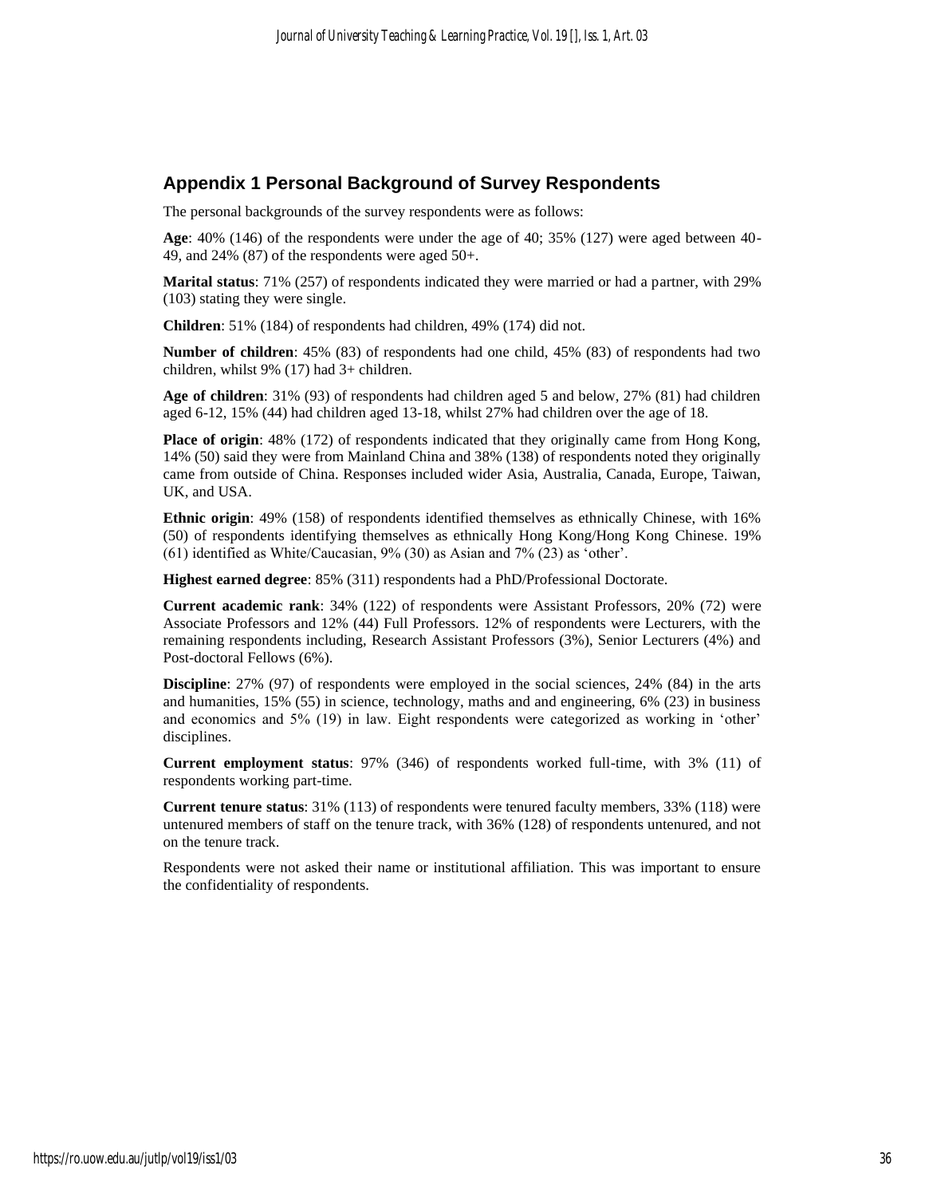## Appendix 1 Personal Background of Survey Respondents

The personal backgrounds of the survey respondents were as follows:

**Age**: 40% (146) of the respondents were under the age of 40; 35% (127) were aged between 40-49, and 24% (87) of the respondents were aged 50+.

**Marital status**: 71% (257) of respondents indicated they were married or had a partner, with 29% (103) stating they were single.

**Children**: 51% (184) of respondents had children, 49% (174) did not.

**Number of children**: 45% (83) of respondents had one child, 45% (83) of respondents had two children, whilst 9% (17) had 3+ children.

**Age of children**: 31% (93) of respondents had children aged 5 and below, 27% (81) had children aged 6-12, 15% (44) had children aged 13-18, whilst 27% had children over the age of 18.

**Place of origin**: 48% (172) of respondents indicated that they originally came from Hong Kong, 14% (50) said they were from Mainland China and 38% (138) of respondents noted they originally came from outside of China. Responses included wider Asia, Australia, Canada, Europe, Taiwan, UK, and USA.

**Ethnic origin**: 49% (158) of respondents identified themselves as ethnically Chinese, with 16% (50) of respondents identifying themselves as ethnically Hong Kong/Hong Kong Chinese. 19% (61) identified as White/Caucasian, 9% (30) as Asian and 7% (23) as 'other'.

**Highest earned degree**: 85% (311) respondents had a PhD/Professional Doctorate.

**Current academic rank**: 34% (122) of respondents were Assistant Professors, 20% (72) were Associate Professors and 12% (44) Full Professors. 12% of respondents were Lecturers, with the remaining respondents including, Research Assistant Professors (3%), Senior Lecturers (4%) and Post-doctoral Fellows (6%).

**Discipline**: 27% (97) of respondents were employed in the social sciences, 24% (84) in the arts and humanities, 15% (55) in science, technology, maths and and engineering, 6% (23) in business and economics and 5% (19) in law. Eight respondents were categorized as working in 'other' disciplines.

**Current employment status**: 97% (346) of respondents worked full-time, with 3% (11) of respondents working part-time.

**Current tenure status**: 31% (113) of respondents were tenured faculty members, 33% (118) were untenured members of staff on the tenure track, with 36% (128) of respondents untenured, and not on the tenure track.

Respondents were not asked their name or institutional affiliation. This was important to ensure the confidentiality of respondents.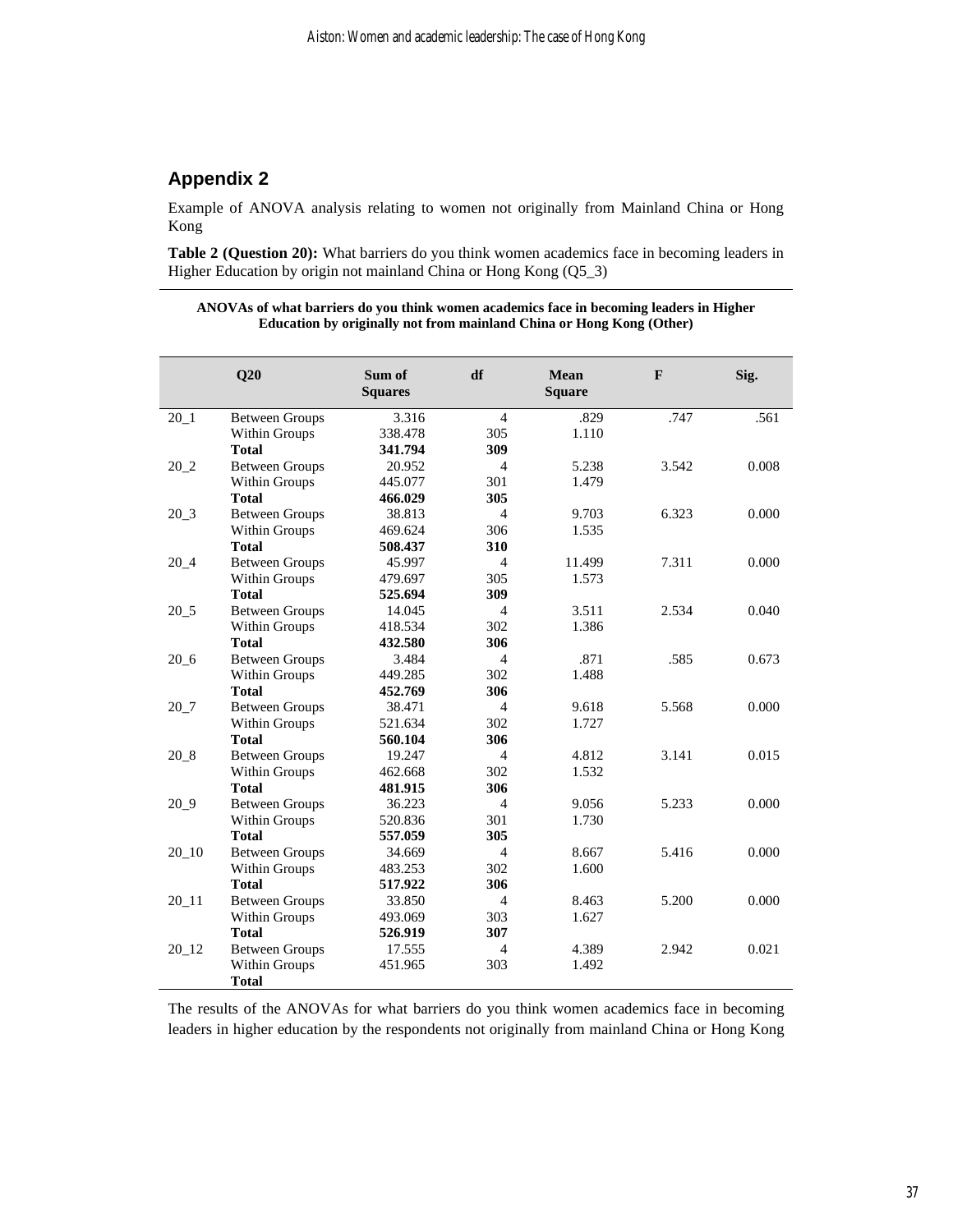## Appendix 2

Example of ANOVA analysis relating to women not originally from Mainland China or Hong Kong

**Table 2 (Question 20):** What barriers do you think women academics face in becoming leaders in Higher Education by origin not mainland China or Hong Kong (Q5_3)

**ANOVAs of what barriers do you think women academics face in becoming leaders in Higher Education by originally not from mainland China or Hong Kong (Other)**

| | Q20 | Sum of Squares | df | Mean Square | F | Sig. |
|---|---|---|---|---|---|---|
| 20_1 | Between Groups | 3.316 | 4 | .829 | .747 | .561 |
| | Within Groups | 338.478 | 305 | 1.110 | | |
| | **Total** | **341.794** | **309** | | | |
| 20_2 | Between Groups | 20.952 | 4 | 5.238 | 3.542 | 0.008 |
| | Within Groups | 445.077 | 301 | 1.479 | | |
| | **Total** | **466.029** | **305** | | | |
| 20_3 | Between Groups | 38.813 | 4 | 9.703 | 6.323 | 0.000 |
| | Within Groups | 469.624 | 306 | 1.535 | | |
| | **Total** | **508.437** | **310** | | | |
| 20_4 | Between Groups | 45.997 | 4 | 11.499 | 7.311 | 0.000 |
| | Within Groups | 479.697 | 305 | 1.573 | | |
| | **Total** | **525.694** | **309** | | | |
| 20_5 | Between Groups | 14.045 | 4 | 3.511 | 2.534 | 0.040 |
| | Within Groups | 418.534 | 302 | 1.386 | | |
| | **Total** | **432.580** | **306** | | | |
| 20_6 | Between Groups | 3.484 | 4 | .871 | .585 | 0.673 |
| | Within Groups | 449.285 | 302 | 1.488 | | |
| | **Total** | **452.769** | **306** | | | |
| 20_7 | Between Groups | 38.471 | 4 | 9.618 | 5.568 | 0.000 |
| | Within Groups | 521.634 | 302 | 1.727 | | |
| | **Total** | **560.104** | **306** | | | |
| 20_8 | Between Groups | 19.247 | 4 | 4.812 | 3.141 | 0.015 |
| | Within Groups | 462.668 | 302 | 1.532 | | |
| | **Total** | **481.915** | **306** | | | |
| 20_9 | Between Groups | 36.223 | 4 | 9.056 | 5.233 | 0.000 |
| | Within Groups | 520.836 | 301 | 1.730 | | |
| | **Total** | **557.059** | **305** | | | |
| 20_10 | Between Groups | 34.669 | 4 | 8.667 | 5.416 | 0.000 |
| | Within Groups | 483.253 | 302 | 1.600 | | |
| | **Total** | **517.922** | **306** | | | |
| 20_11 | Between Groups | 33.850 | 4 | 8.463 | 5.200 | 0.000 |
| | Within Groups | 493.069 | 303 | 1.627 | | |
| | **Total** | **526.919** | **307** | | | |
| 20_12 | Between Groups | 17.555 | 4 | 4.389 | 2.942 | 0.021 |
| | Within Groups | 451.965 | 303 | 1.492 | | |
| | **Total** | | | | | |

The results of the ANOVAs for what barriers do you think women academics face in becoming leaders in higher education by the respondents not originally from mainland China or Hong Kong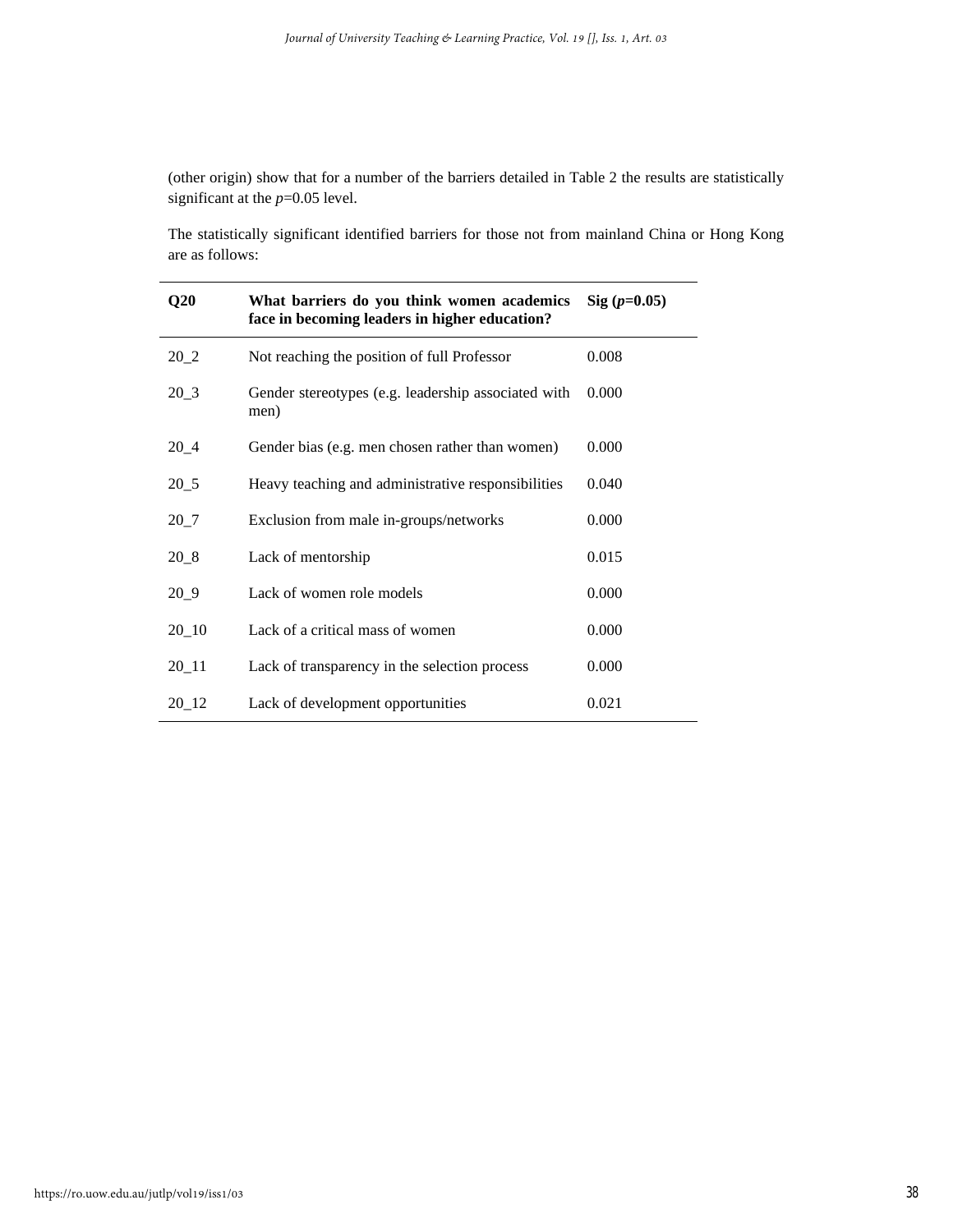(other origin) show that for a number of the barriers detailed in Table 2 the results are statistically significant at the *p*=0.05 level.

The statistically significant identified barriers for those not from mainland China or Hong Kong are as follows:

| **Q20** | **What barriers do you think women academics face in becoming leaders in higher education?** | **Sig (*p*=0.05)** |
|---|---|---|
| 20_2 | Not reaching the position of full Professor | 0.008 |
| 20_3 | Gender stereotypes (e.g. leadership associated with men) | 0.000 |
| 20_4 | Gender bias (e.g. men chosen rather than women) | 0.000 |
| 20_5 | Heavy teaching and administrative responsibilities | 0.040 |
| 20_7 | Exclusion from male in-groups/networks | 0.000 |
| 20_8 | Lack of mentorship | 0.015 |
| 20_9 | Lack of women role models | 0.000 |
| 20_10 | Lack of a critical mass of women | 0.000 |
| 20_11 | Lack of transparency in the selection process | 0.000 |
| 20_12 | Lack of development opportunities | 0.021 |